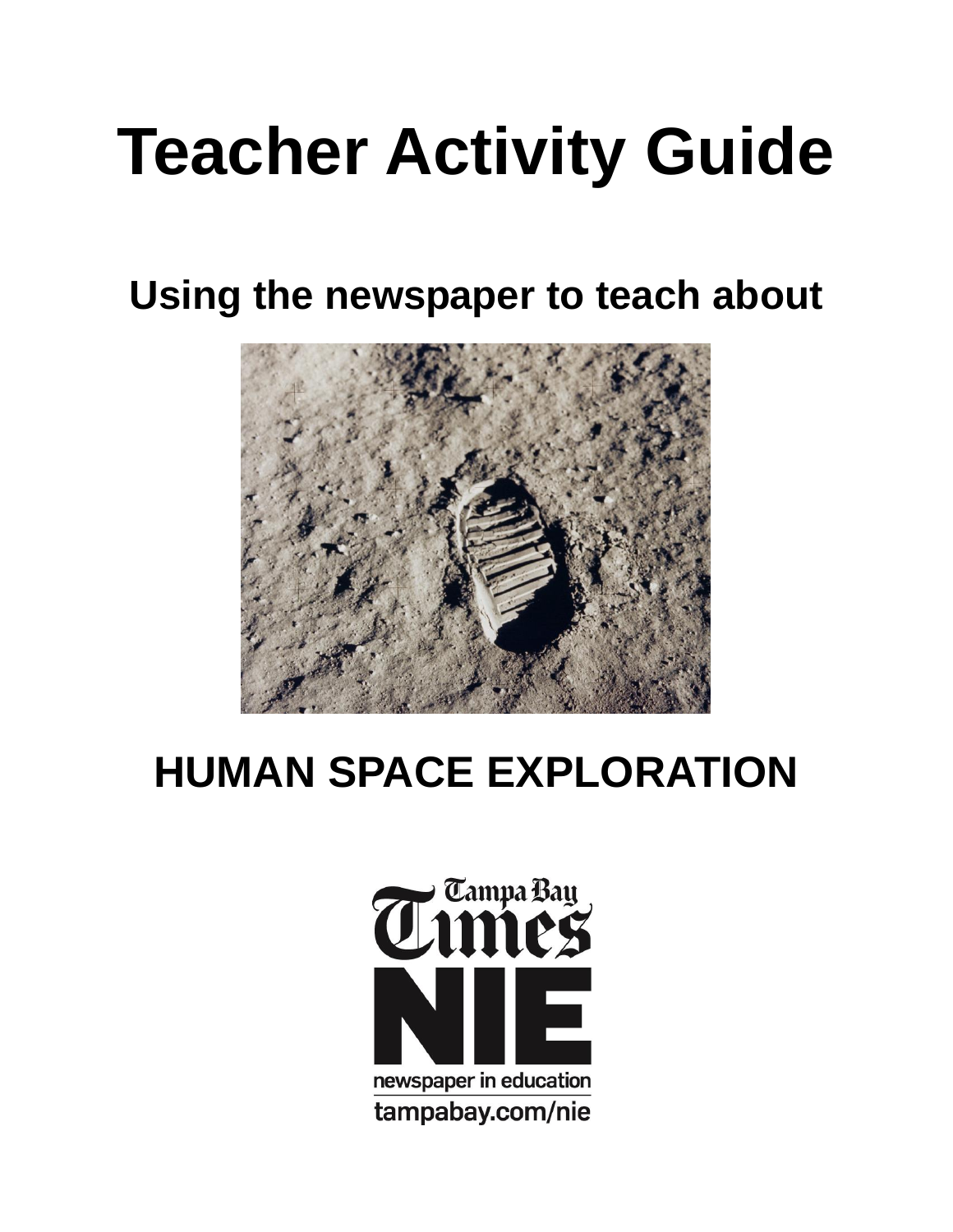# Teacher Activity Guide

## Using the newspaper to teach about

## HUMAN SPACE EXPLORATION

Tampa Bay Times

NIE

newspaper in education

tampabay.com/nie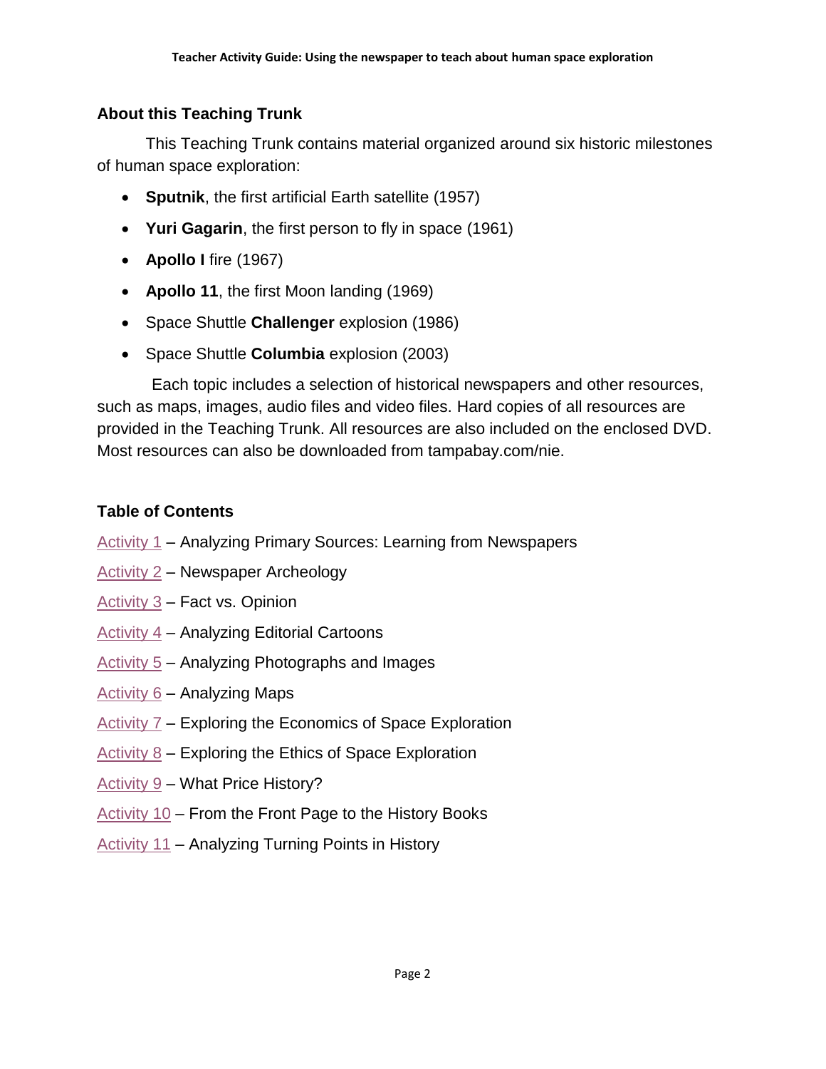## About this Teaching Trunk

This Teaching Trunk contains material organized around six historic milestones of human space exploration:

- **Sputnik**, the first artificial Earth satellite (1957)
- **Yuri Gagarin**, the first person to fly in space (1961)
- **Apollo I** fire (1967)
- **Apollo 11**, the first Moon landing (1969)
- Space Shuttle **Challenger** explosion (1986)
- Space Shuttle **Columbia** explosion (2003)

Each topic includes a selection of historical newspapers and other resources, such as maps, images, audio files and video files. Hard copies of all resources are provided in the Teaching Trunk. All resources are also included on the enclosed DVD. Most resources can also be downloaded from tampabay.com/nie.

## Table of Contents

Activity 1 – Analyzing Primary Sources: Learning from Newspapers

Activity 2 – Newspaper Archeology

Activity 3 – Fact vs. Opinion

Activity 4 – Analyzing Editorial Cartoons

Activity 5 – Analyzing Photographs and Images

Activity 6 – Analyzing Maps

Activity 7 – Exploring the Economics of Space Exploration

Activity 8 – Exploring the Ethics of Space Exploration

Activity 9 – What Price History?

Activity 10 – From the Front Page to the History Books

Activity 11 – Analyzing Turning Points in History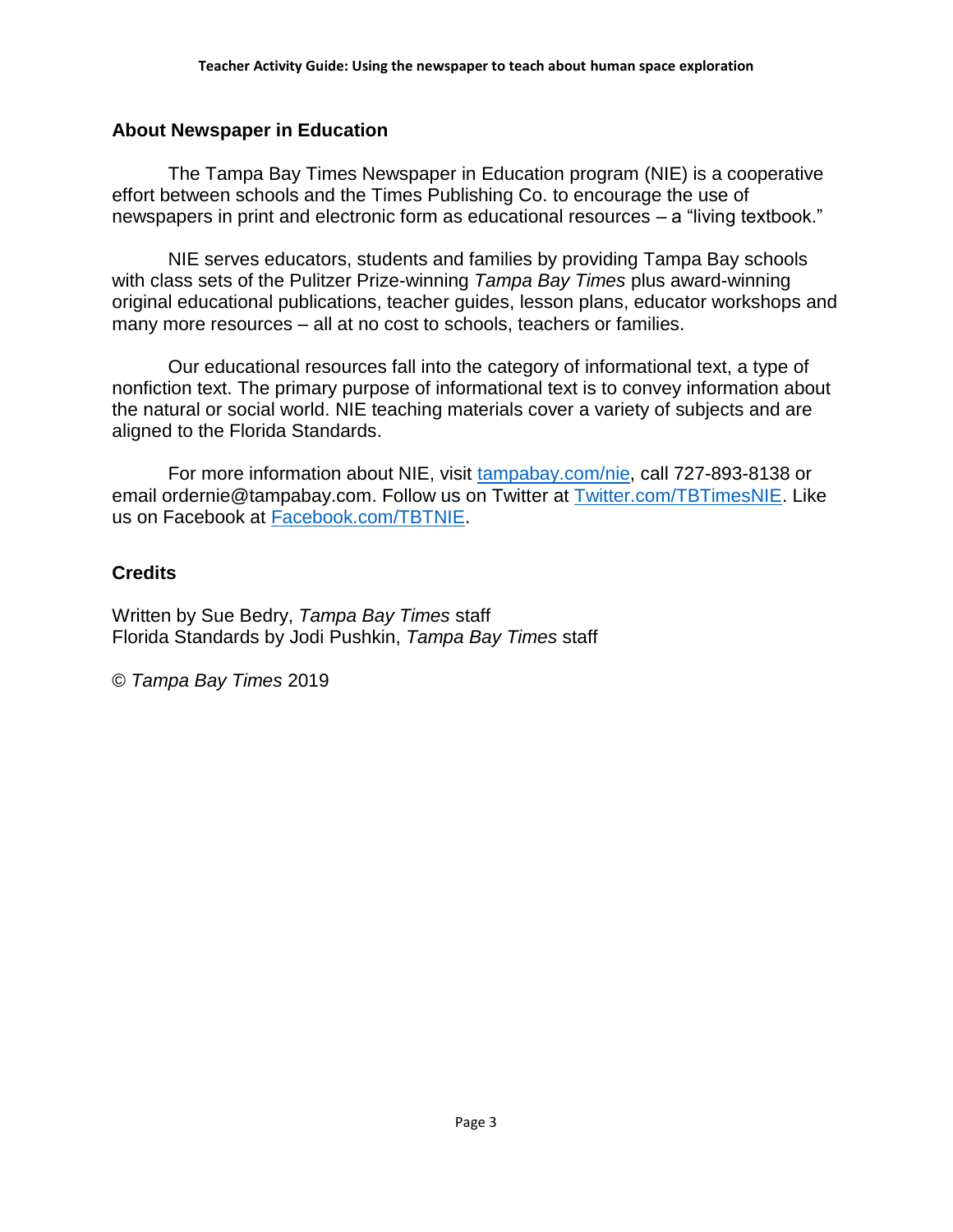## About Newspaper in Education

The Tampa Bay Times Newspaper in Education program (NIE) is a cooperative effort between schools and the Times Publishing Co. to encourage the use of newspapers in print and electronic form as educational resources – a "living textbook."

NIE serves educators, students and families by providing Tampa Bay schools with class sets of the Pulitzer Prize-winning *Tampa Bay Times* plus award-winning original educational publications, teacher guides, lesson plans, educator workshops and many more resources – all at no cost to schools, teachers or families.

Our educational resources fall into the category of informational text, a type of nonfiction text. The primary purpose of informational text is to convey information about the natural or social world. NIE teaching materials cover a variety of subjects and are aligned to the Florida Standards.

For more information about NIE, visit tampabay.com/nie, call 727-893-8138 or email ordernie@tampabay.com. Follow us on Twitter at Twitter.com/TBTimesNIE. Like us on Facebook at Facebook.com/TBTNIE.

## Credits

Written by Sue Bedry, *Tampa Bay Times* staff
Florida Standards by Jodi Pushkin, *Tampa Bay Times* staff

© *Tampa Bay Times* 2019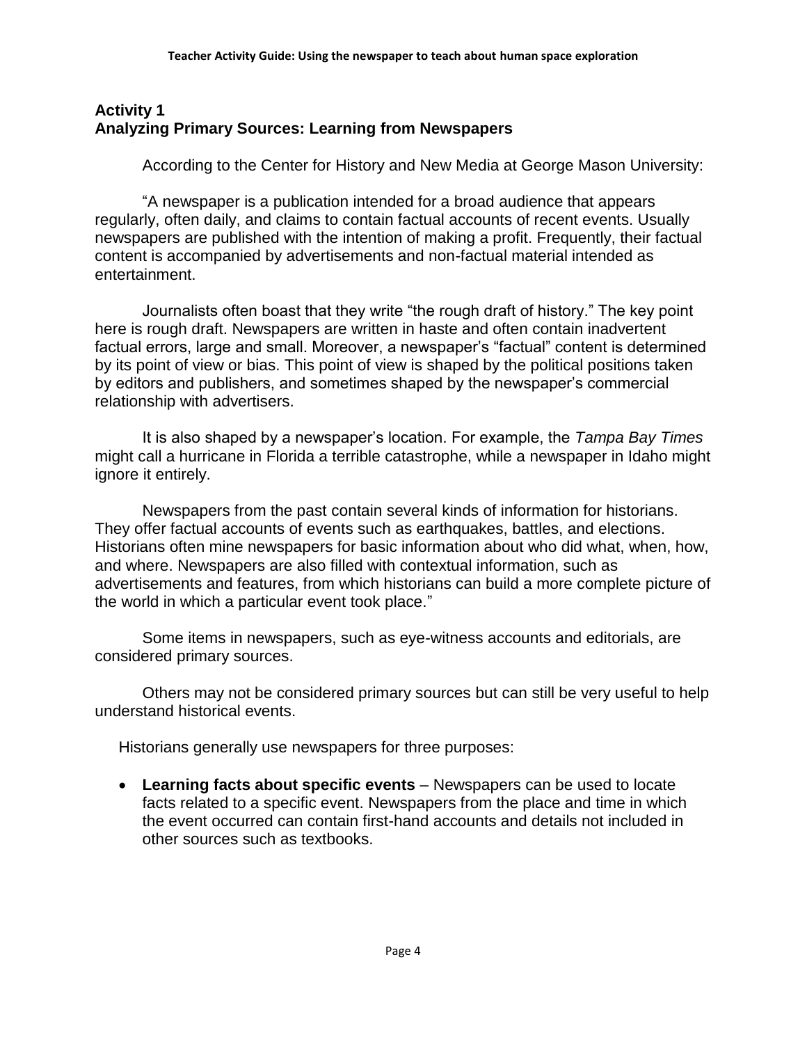## Activity 1
## Analyzing Primary Sources: Learning from Newspapers

According to the Center for History and New Media at George Mason University:

"A newspaper is a publication intended for a broad audience that appears regularly, often daily, and claims to contain factual accounts of recent events. Usually newspapers are published with the intention of making a profit. Frequently, their factual content is accompanied by advertisements and non-factual material intended as entertainment.

Journalists often boast that they write "the rough draft of history." The key point here is rough draft. Newspapers are written in haste and often contain inadvertent factual errors, large and small. Moreover, a newspaper's "factual" content is determined by its point of view or bias. This point of view is shaped by the political positions taken by editors and publishers, and sometimes shaped by the newspaper's commercial relationship with advertisers.

It is also shaped by a newspaper's location. For example, the *Tampa Bay Times* might call a hurricane in Florida a terrible catastrophe, while a newspaper in Idaho might ignore it entirely.

Newspapers from the past contain several kinds of information for historians. They offer factual accounts of events such as earthquakes, battles, and elections. Historians often mine newspapers for basic information about who did what, when, how, and where. Newspapers are also filled with contextual information, such as advertisements and features, from which historians can build a more complete picture of the world in which a particular event took place."

Some items in newspapers, such as eye-witness accounts and editorials, are considered primary sources.

Others may not be considered primary sources but can still be very useful to help understand historical events.

Historians generally use newspapers for three purposes:

- **Learning facts about specific events** – Newspapers can be used to locate facts related to a specific event. Newspapers from the place and time in which the event occurred can contain first-hand accounts and details not included in other sources such as textbooks.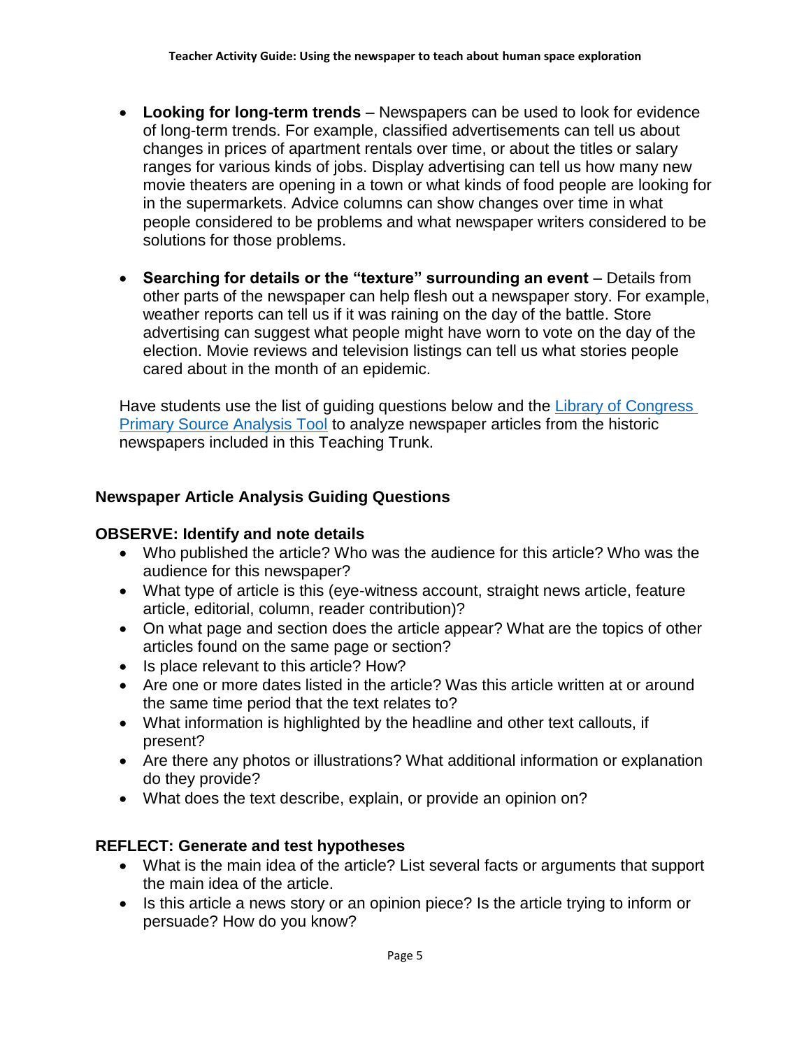- **Looking for long-term trends** – Newspapers can be used to look for evidence of long-term trends. For example, classified advertisements can tell us about changes in prices of apartment rentals over time, or about the titles or salary ranges for various kinds of jobs. Display advertising can tell us how many new movie theaters are opening in a town or what kinds of food people are looking for in the supermarkets. Advice columns can show changes over time in what people considered to be problems and what newspaper writers considered to be solutions for those problems.

- **Searching for details or the "texture" surrounding an event** – Details from other parts of the newspaper can help flesh out a newspaper story. For example, weather reports can tell us if it was raining on the day of the battle. Store advertising can suggest what people might have worn to vote on the day of the election. Movie reviews and television listings can tell us what stories people cared about in the month of an epidemic.

Have students use the list of guiding questions below and the [Library of Congress Primary Source Analysis Tool]() to analyze newspaper articles from the historic newspapers included in this Teaching Trunk.

### Newspaper Article Analysis Guiding Questions

**OBSERVE: Identify and note details**

- Who published the article? Who was the audience for this article? Who was the audience for this newspaper?
- What type of article is this (eye-witness account, straight news article, feature article, editorial, column, reader contribution)?
- On what page and section does the article appear? What are the topics of other articles found on the same page or section?
- Is place relevant to this article? How?
- Are one or more dates listed in the article? Was this article written at or around the same time period that the text relates to?
- What information is highlighted by the headline and other text callouts, if present?
- Are there any photos or illustrations? What additional information or explanation do they provide?
- What does the text describe, explain, or provide an opinion on?

**REFLECT: Generate and test hypotheses**

- What is the main idea of the article? List several facts or arguments that support the main idea of the article.
- Is this article a news story or an opinion piece? Is the article trying to inform or persuade? How do you know?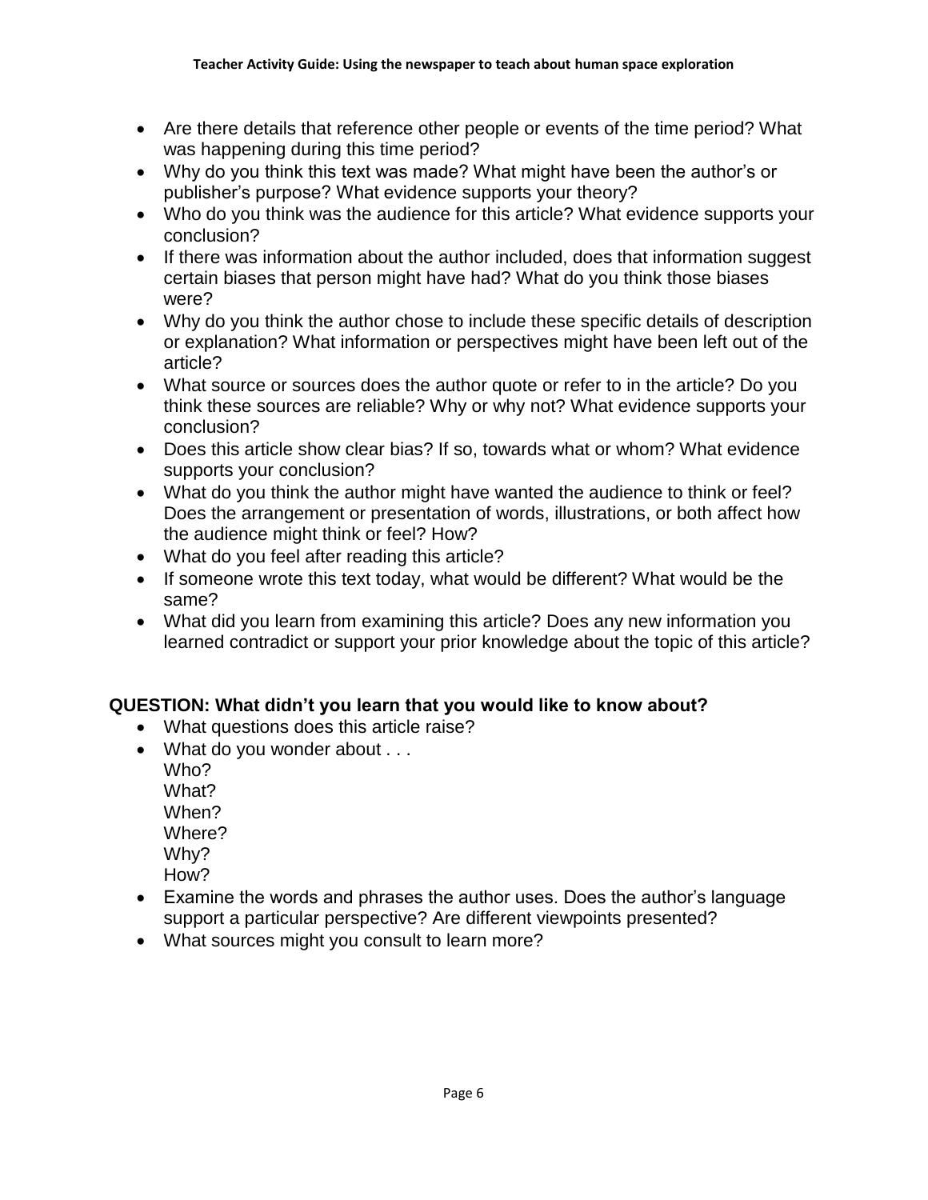- Are there details that reference other people or events of the time period? What was happening during this time period?
- Why do you think this text was made? What might have been the author's or publisher's purpose? What evidence supports your theory?
- Who do you think was the audience for this article? What evidence supports your conclusion?
- If there was information about the author included, does that information suggest certain biases that person might have had? What do you think those biases were?
- Why do you think the author chose to include these specific details of description or explanation? What information or perspectives might have been left out of the article?
- What source or sources does the author quote or refer to in the article? Do you think these sources are reliable? Why or why not? What evidence supports your conclusion?
- Does this article show clear bias? If so, towards what or whom? What evidence supports your conclusion?
- What do you think the author might have wanted the audience to think or feel? Does the arrangement or presentation of words, illustrations, or both affect how the audience might think or feel? How?
- What do you feel after reading this article?
- If someone wrote this text today, what would be different? What would be the same?
- What did you learn from examining this article? Does any new information you learned contradict or support your prior knowledge about the topic of this article?

**QUESTION: What didn't you learn that you would like to know about?**

- What questions does this article raise?
- What do you wonder about . . .
  Who?
  What?
  When?
  Where?
  Why?
  How?
- Examine the words and phrases the author uses. Does the author's language support a particular perspective? Are different viewpoints presented?
- What sources might you consult to learn more?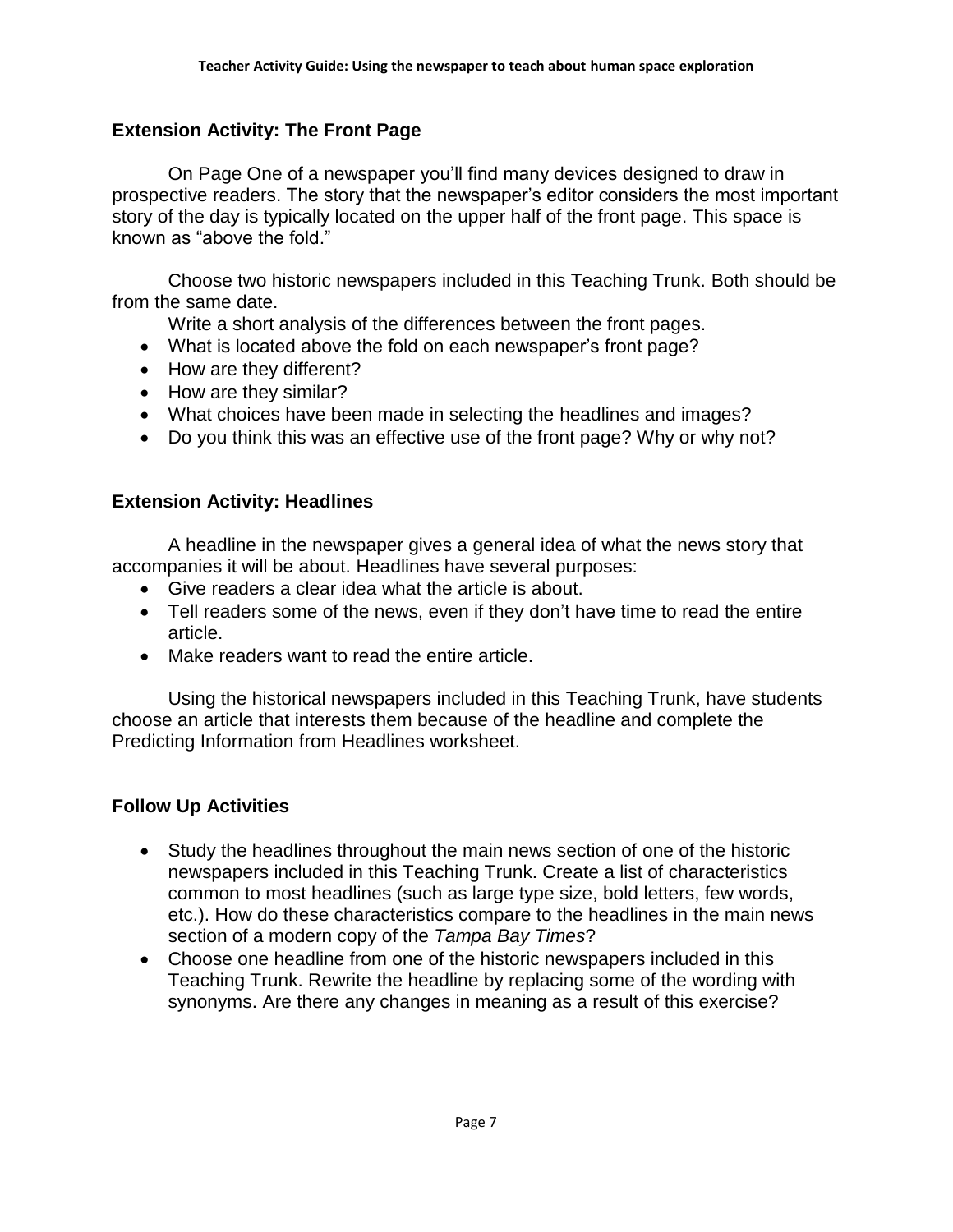## Extension Activity: The Front Page

On Page One of a newspaper you'll find many devices designed to draw in prospective readers. The story that the newspaper's editor considers the most important story of the day is typically located on the upper half of the front page. This space is known as "above the fold."

Choose two historic newspapers included in this Teaching Trunk. Both should be from the same date.

Write a short analysis of the differences between the front pages.

- What is located above the fold on each newspaper's front page?
- How are they different?
- How are they similar?
- What choices have been made in selecting the headlines and images?
- Do you think this was an effective use of the front page? Why or why not?

## Extension Activity: Headlines

A headline in the newspaper gives a general idea of what the news story that accompanies it will be about. Headlines have several purposes:

- Give readers a clear idea what the article is about.
- Tell readers some of the news, even if they don't have time to read the entire article.
- Make readers want to read the entire article.

Using the historical newspapers included in this Teaching Trunk, have students choose an article that interests them because of the headline and complete the Predicting Information from Headlines worksheet.

## Follow Up Activities

- Study the headlines throughout the main news section of one of the historic newspapers included in this Teaching Trunk. Create a list of characteristics common to most headlines (such as large type size, bold letters, few words, etc.). How do these characteristics compare to the headlines in the main news section of a modern copy of the *Tampa Bay Times*?
- Choose one headline from one of the historic newspapers included in this Teaching Trunk. Rewrite the headline by replacing some of the wording with synonyms. Are there any changes in meaning as a result of this exercise?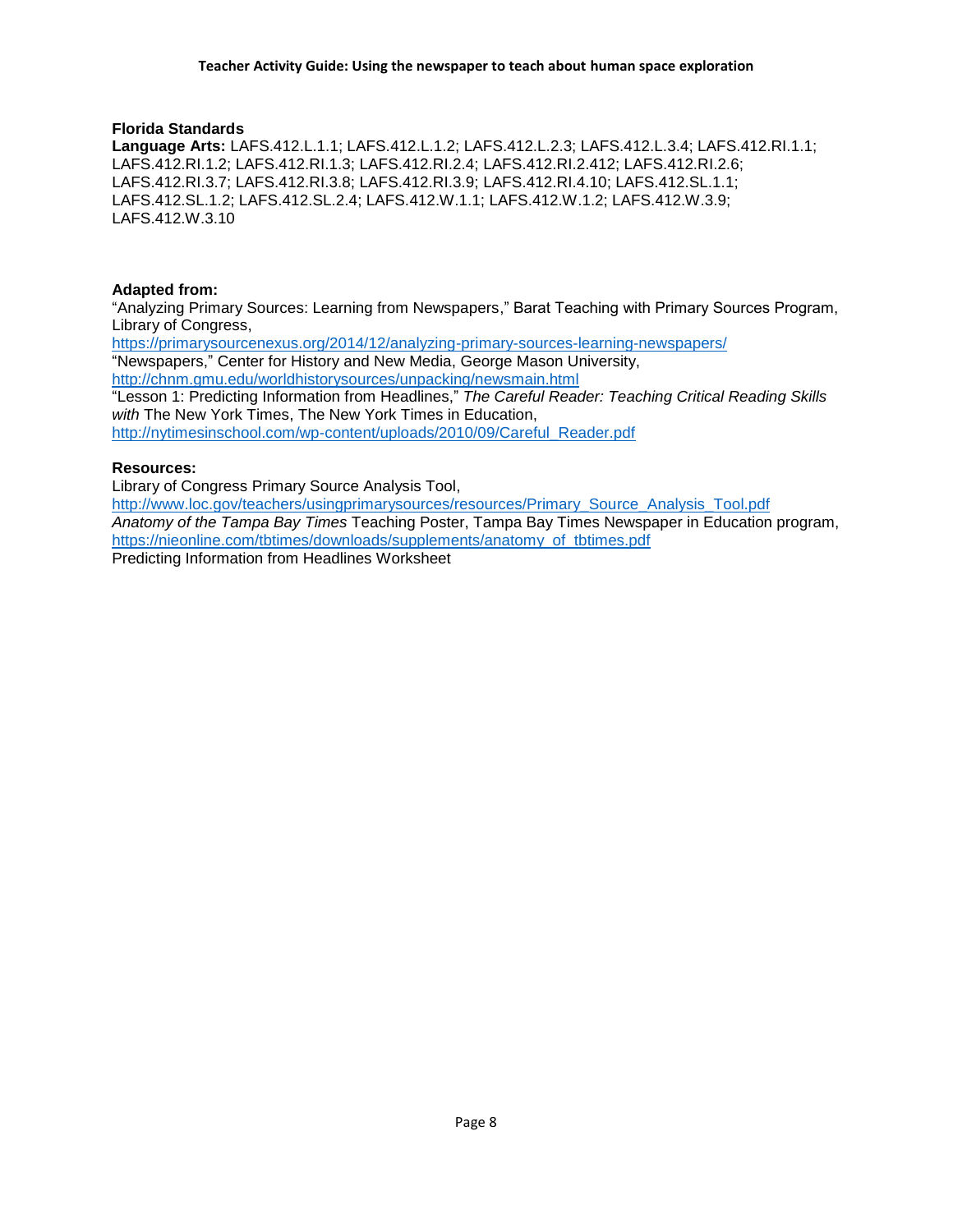**Florida Standards**

**Language Arts:** LAFS.412.L.1.1; LAFS.412.L.1.2; LAFS.412.L.2.3; LAFS.412.L.3.4; LAFS.412.RI.1.1; LAFS.412.RI.1.2; LAFS.412.RI.1.3; LAFS.412.RI.2.4; LAFS.412.RI.2.412; LAFS.412.RI.2.6; LAFS.412.RI.3.7; LAFS.412.RI.3.8; LAFS.412.RI.3.9; LAFS.412.RI.4.10; LAFS.412.SL.1.1; LAFS.412.SL.1.2; LAFS.412.SL.2.4; LAFS.412.W.1.1; LAFS.412.W.1.2; LAFS.412.W.3.9; LAFS.412.W.3.10

**Adapted from:**

"Analyzing Primary Sources: Learning from Newspapers," Barat Teaching with Primary Sources Program, Library of Congress,
https://primarysourcenexus.org/2014/12/analyzing-primary-sources-learning-newspapers/

"Newspapers," Center for History and New Media, George Mason University,
http://chnm.gmu.edu/worldhistorysources/unpacking/newsmain.html

"Lesson 1: Predicting Information from Headlines," *The Careful Reader: Teaching Critical Reading Skills with* The New York Times, The New York Times in Education,
http://nytimesinschool.com/wp-content/uploads/2010/09/Careful_Reader.pdf

**Resources:**

Library of Congress Primary Source Analysis Tool,
http://www.loc.gov/teachers/usingprimarysources/resources/Primary_Source_Analysis_Tool.pdf

*Anatomy of the Tampa Bay Times* Teaching Poster, Tampa Bay Times Newspaper in Education program,
https://nieonline.com/tbtimes/downloads/supplements/anatomy_of_tbtimes.pdf

Predicting Information from Headlines Worksheet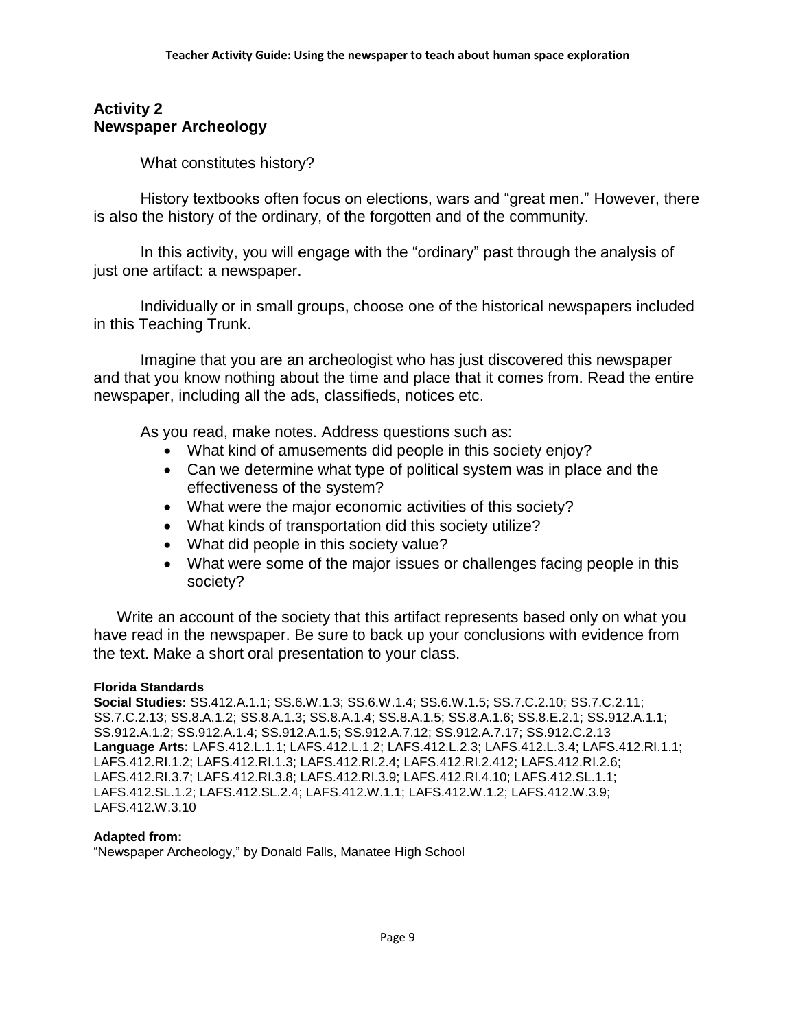## Activity 2
## Newspaper Archeology

What constitutes history?

History textbooks often focus on elections, wars and “great men.” However, there is also the history of the ordinary, of the forgotten and of the community.

In this activity, you will engage with the “ordinary” past through the analysis of just one artifact: a newspaper.

Individually or in small groups, choose one of the historical newspapers included in this Teaching Trunk.

Imagine that you are an archeologist who has just discovered this newspaper and that you know nothing about the time and place that it comes from. Read the entire newspaper, including all the ads, classifieds, notices etc.

As you read, make notes. Address questions such as:

- What kind of amusements did people in this society enjoy?
- Can we determine what type of political system was in place and the effectiveness of the system?
- What were the major economic activities of this society?
- What kinds of transportation did this society utilize?
- What did people in this society value?
- What were some of the major issues or challenges facing people in this society?

Write an account of the society that this artifact represents based only on what you have read in the newspaper. Be sure to back up your conclusions with evidence from the text. Make a short oral presentation to your class.

**Florida Standards**

**Social Studies:** SS.412.A.1.1; SS.6.W.1.3; SS.6.W.1.4; SS.6.W.1.5; SS.7.C.2.10; SS.7.C.2.11; SS.7.C.2.13; SS.8.A.1.2; SS.8.A.1.3; SS.8.A.1.4; SS.8.A.1.5; SS.8.A.1.6; SS.8.E.2.1; SS.912.A.1.1; SS.912.A.1.2; SS.912.A.1.4; SS.912.A.1.5; SS.912.A.7.12; SS.912.A.7.17; SS.912.C.2.13
**Language Arts:** LAFS.412.L.1.1; LAFS.412.L.1.2; LAFS.412.L.2.3; LAFS.412.L.3.4; LAFS.412.RI.1.1; LAFS.412.RI.1.2; LAFS.412.RI.1.3; LAFS.412.RI.2.4; LAFS.412.RI.2.412; LAFS.412.RI.2.6; LAFS.412.RI.3.7; LAFS.412.RI.3.8; LAFS.412.RI.3.9; LAFS.412.RI.4.10; LAFS.412.SL.1.1; LAFS.412.SL.1.2; LAFS.412.SL.2.4; LAFS.412.W.1.1; LAFS.412.W.1.2; LAFS.412.W.3.9; LAFS.412.W.3.10

**Adapted from:**
“Newspaper Archeology,” by Donald Falls, Manatee High School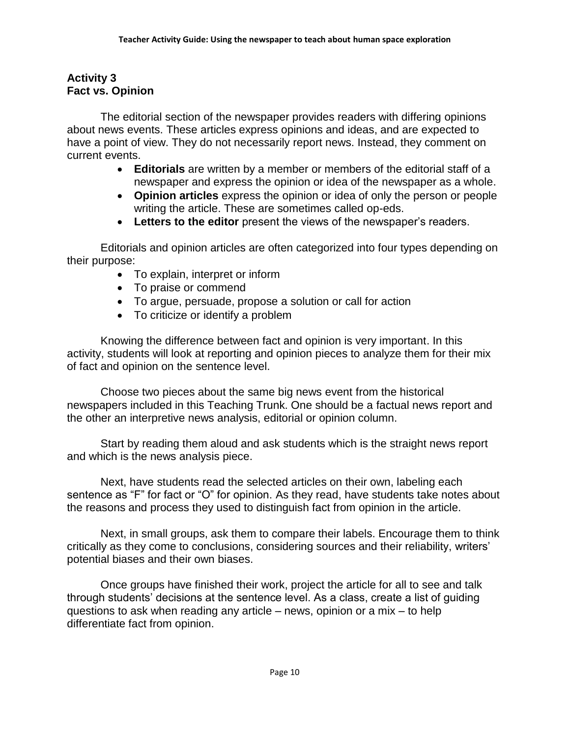## Activity 3
## Fact vs. Opinion

The editorial section of the newspaper provides readers with differing opinions about news events. These articles express opinions and ideas, and are expected to have a point of view. They do not necessarily report news. Instead, they comment on current events.

- **Editorials** are written by a member or members of the editorial staff of a newspaper and express the opinion or idea of the newspaper as a whole.
- **Opinion articles** express the opinion or idea of only the person or people writing the article. These are sometimes called op-eds.
- **Letters to the editor** present the views of the newspaper's readers.

Editorials and opinion articles are often categorized into four types depending on their purpose:

- To explain, interpret or inform
- To praise or commend
- To argue, persuade, propose a solution or call for action
- To criticize or identify a problem

Knowing the difference between fact and opinion is very important. In this activity, students will look at reporting and opinion pieces to analyze them for their mix of fact and opinion on the sentence level.

Choose two pieces about the same big news event from the historical newspapers included in this Teaching Trunk. One should be a factual news report and the other an interpretive news analysis, editorial or opinion column.

Start by reading them aloud and ask students which is the straight news report and which is the news analysis piece.

Next, have students read the selected articles on their own, labeling each sentence as "F" for fact or "O" for opinion. As they read, have students take notes about the reasons and process they used to distinguish fact from opinion in the article.

Next, in small groups, ask them to compare their labels. Encourage them to think critically as they come to conclusions, considering sources and their reliability, writers' potential biases and their own biases.

Once groups have finished their work, project the article for all to see and talk through students' decisions at the sentence level. As a class, create a list of guiding questions to ask when reading any article – news, opinion or a mix – to help differentiate fact from opinion.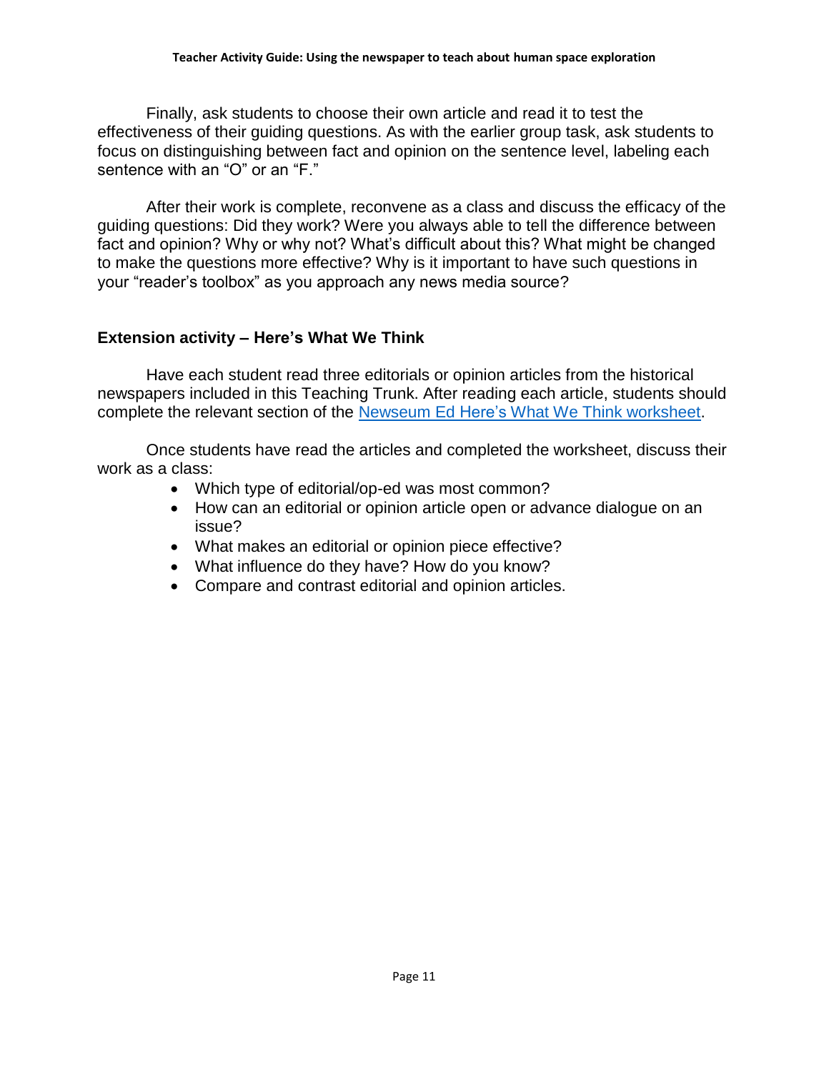Finally, ask students to choose their own article and read it to test the effectiveness of their guiding questions. As with the earlier group task, ask students to focus on distinguishing between fact and opinion on the sentence level, labeling each sentence with an "O" or an "F."

After their work is complete, reconvene as a class and discuss the efficacy of the guiding questions: Did they work? Were you always able to tell the difference between fact and opinion? Why or why not? What's difficult about this? What might be changed to make the questions more effective? Why is it important to have such questions in your "reader's toolbox" as you approach any news media source?

## Extension activity – Here's What We Think

Have each student read three editorials or opinion articles from the historical newspapers included in this Teaching Trunk. After reading each article, students should complete the relevant section of the Newseum Ed Here's What We Think worksheet.

Once students have read the articles and completed the worksheet, discuss their work as a class:

- Which type of editorial/op-ed was most common?
- How can an editorial or opinion article open or advance dialogue on an issue?
- What makes an editorial or opinion piece effective?
- What influence do they have? How do you know?
- Compare and contrast editorial and opinion articles.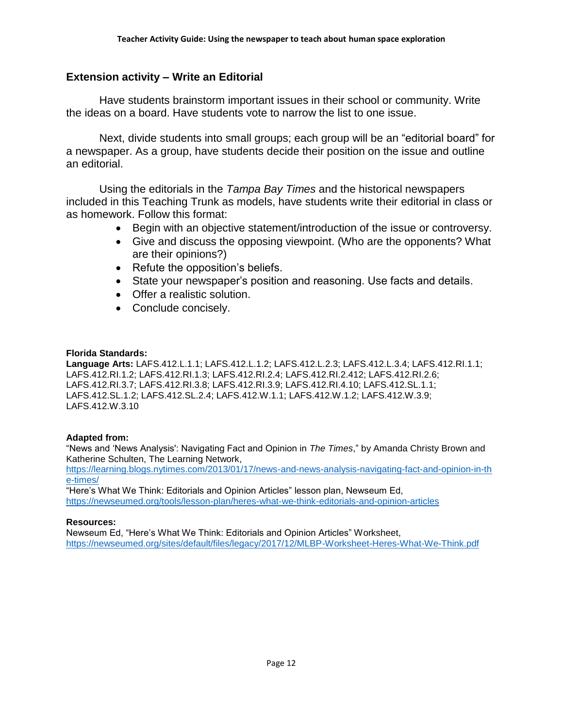## Extension activity – Write an Editorial

Have students brainstorm important issues in their school or community. Write the ideas on a board. Have students vote to narrow the list to one issue.

Next, divide students into small groups; each group will be an "editorial board" for a newspaper. As a group, have students decide their position on the issue and outline an editorial.

Using the editorials in the *Tampa Bay Times* and the historical newspapers included in this Teaching Trunk as models, have students write their editorial in class or as homework. Follow this format:

- Begin with an objective statement/introduction of the issue or controversy.
- Give and discuss the opposing viewpoint. (Who are the opponents? What are their opinions?)
- Refute the opposition's beliefs.
- State your newspaper's position and reasoning. Use facts and details.
- Offer a realistic solution.
- Conclude concisely.

**Florida Standards:**
**Language Arts:** LAFS.412.L.1.1; LAFS.412.L.1.2; LAFS.412.L.2.3; LAFS.412.L.3.4; LAFS.412.RI.1.1; LAFS.412.RI.1.2; LAFS.412.RI.1.3; LAFS.412.RI.2.4; LAFS.412.RI.2.412; LAFS.412.RI.2.6; LAFS.412.RI.3.7; LAFS.412.RI.3.8; LAFS.412.RI.3.9; LAFS.412.RI.4.10; LAFS.412.SL.1.1; LAFS.412.SL.1.2; LAFS.412.SL.2.4; LAFS.412.W.1.1; LAFS.412.W.1.2; LAFS.412.W.3.9; LAFS.412.W.3.10

**Adapted from:**
"News and 'News Analysis': Navigating Fact and Opinion in *The Times*," by Amanda Christy Brown and Katherine Schulten, The Learning Network, https://learning.blogs.nytimes.com/2013/01/17/news-and-news-analysis-navigating-fact-and-opinion-in-the-times/
"Here's What We Think: Editorials and Opinion Articles" lesson plan, Newseum Ed, https://newseumed.org/tools/lesson-plan/heres-what-we-think-editorials-and-opinion-articles

**Resources:**
Newseum Ed, "Here's What We Think: Editorials and Opinion Articles" Worksheet, https://newseumed.org/sites/default/files/legacy/2017/12/MLBP-Worksheet-Heres-What-We-Think.pdf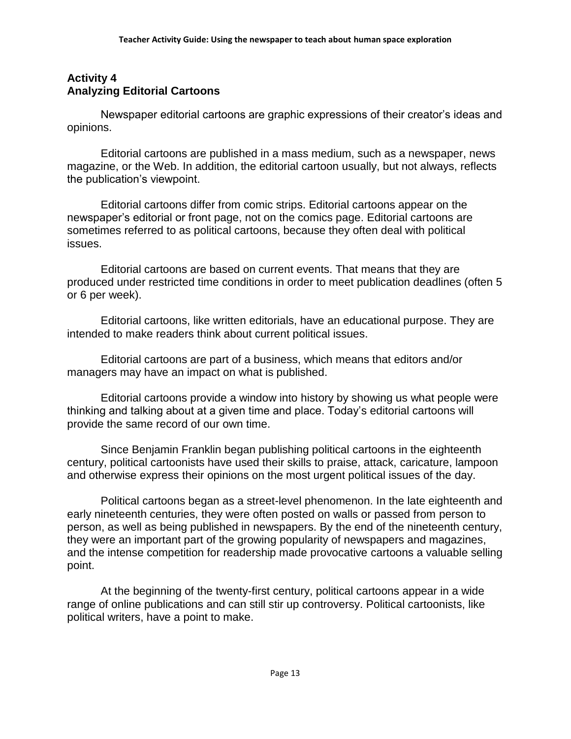## Activity 4
## Analyzing Editorial Cartoons

Newspaper editorial cartoons are graphic expressions of their creator's ideas and opinions.

Editorial cartoons are published in a mass medium, such as a newspaper, news magazine, or the Web. In addition, the editorial cartoon usually, but not always, reflects the publication's viewpoint.

Editorial cartoons differ from comic strips. Editorial cartoons appear on the newspaper's editorial or front page, not on the comics page. Editorial cartoons are sometimes referred to as political cartoons, because they often deal with political issues.

Editorial cartoons are based on current events. That means that they are produced under restricted time conditions in order to meet publication deadlines (often 5 or 6 per week).

Editorial cartoons, like written editorials, have an educational purpose. They are intended to make readers think about current political issues.

Editorial cartoons are part of a business, which means that editors and/or managers may have an impact on what is published.

Editorial cartoons provide a window into history by showing us what people were thinking and talking about at a given time and place. Today's editorial cartoons will provide the same record of our own time.

Since Benjamin Franklin began publishing political cartoons in the eighteenth century, political cartoonists have used their skills to praise, attack, caricature, lampoon and otherwise express their opinions on the most urgent political issues of the day.

Political cartoons began as a street-level phenomenon. In the late eighteenth and early nineteenth centuries, they were often posted on walls or passed from person to person, as well as being published in newspapers. By the end of the nineteenth century, they were an important part of the growing popularity of newspapers and magazines, and the intense competition for readership made provocative cartoons a valuable selling point.

At the beginning of the twenty-first century, political cartoons appear in a wide range of online publications and can still stir up controversy. Political cartoonists, like political writers, have a point to make.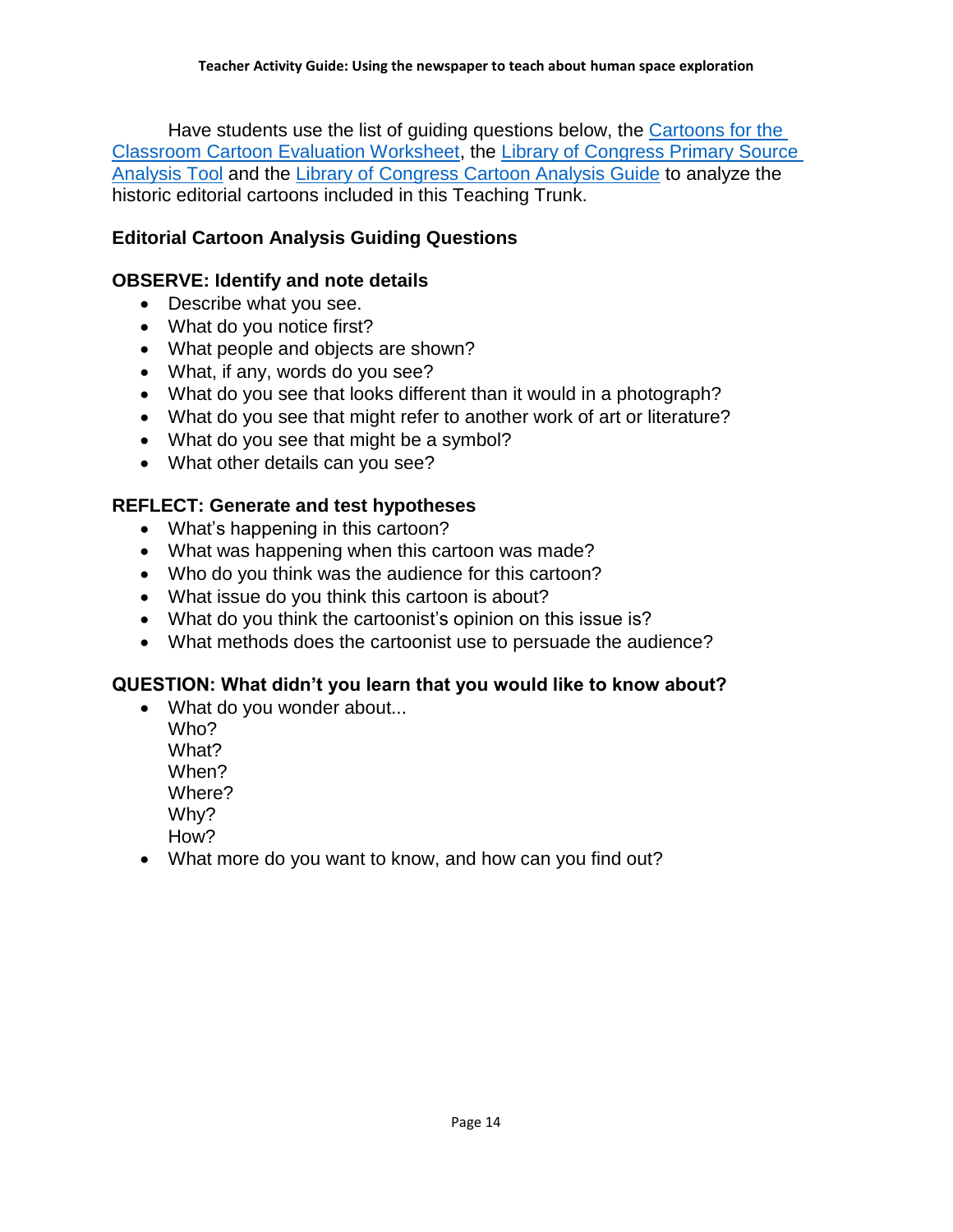Have students use the list of guiding questions below, the Cartoons for the Classroom Cartoon Evaluation Worksheet, the Library of Congress Primary Source Analysis Tool and the Library of Congress Cartoon Analysis Guide to analyze the historic editorial cartoons included in this Teaching Trunk.

### Editorial Cartoon Analysis Guiding Questions

**OBSERVE: Identify and note details**

- Describe what you see.
- What do you notice first?
- What people and objects are shown?
- What, if any, words do you see?
- What do you see that looks different than it would in a photograph?
- What do you see that might refer to another work of art or literature?
- What do you see that might be a symbol?
- What other details can you see?

**REFLECT: Generate and test hypotheses**

- What's happening in this cartoon?
- What was happening when this cartoon was made?
- Who do you think was the audience for this cartoon?
- What issue do you think this cartoon is about?
- What do you think the cartoonist's opinion on this issue is?
- What methods does the cartoonist use to persuade the audience?

**QUESTION: What didn't you learn that you would like to know about?**

- What do you wonder about...
  Who?
  What?
  When?
  Where?
  Why?
  How?
- What more do you want to know, and how can you find out?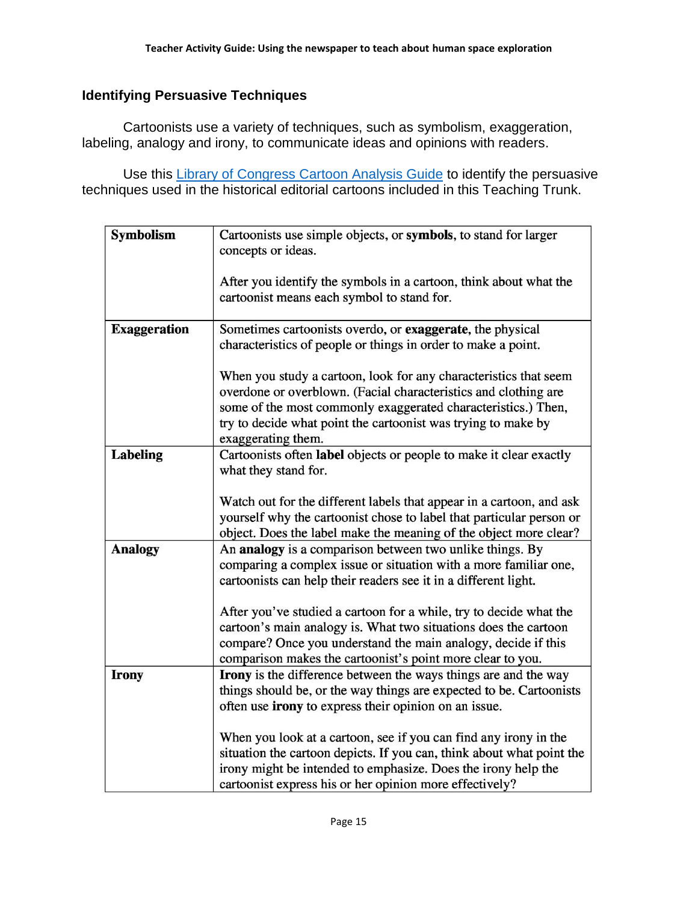## Identifying Persuasive Techniques

Cartoonists use a variety of techniques, such as symbolism, exaggeration, labeling, analogy and irony, to communicate ideas and opinions with readers.

Use this Library of Congress Cartoon Analysis Guide to identify the persuasive techniques used in the historical editorial cartoons included in this Teaching Trunk.

| | |
|---|---|
| **Symbolism** | Cartoonists use simple objects, or **symbols**, to stand for larger concepts or ideas.<br><br>After you identify the symbols in a cartoon, think about what the cartoonist means each symbol to stand for. |
| **Exaggeration** | Sometimes cartoonists overdo, or **exaggerate**, the physical characteristics of people or things in order to make a point.<br><br>When you study a cartoon, look for any characteristics that seem overdone or overblown. (Facial characteristics and clothing are some of the most commonly exaggerated characteristics.) Then, try to decide what point the cartoonist was trying to make by exaggerating them. |
| **Labeling** | Cartoonists often **label** objects or people to make it clear exactly what they stand for.<br><br>Watch out for the different labels that appear in a cartoon, and ask yourself why the cartoonist chose to label that particular person or object. Does the label make the meaning of the object more clear? |
| **Analogy** | An **analogy** is a comparison between two unlike things. By comparing a complex issue or situation with a more familiar one, cartoonists can help their readers see it in a different light.<br><br>After you've studied a cartoon for a while, try to decide what the cartoon's main analogy is. What two situations does the cartoon compare? Once you understand the main analogy, decide if this comparison makes the cartoonist's point more clear to you. |
| **Irony** | **Irony** is the difference between the ways things are and the way things should be, or the way things are expected to be. Cartoonists often use **irony** to express their opinion on an issue.<br><br>When you look at a cartoon, see if you can find any irony in the situation the cartoon depicts. If you can, think about what point the irony might be intended to emphasize. Does the irony help the cartoonist express his or her opinion more effectively? |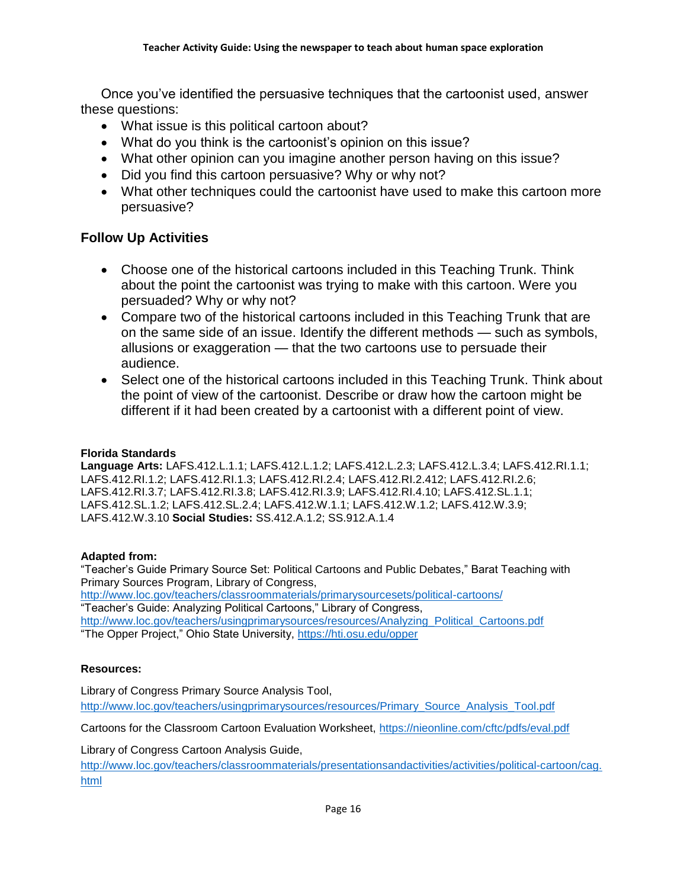Once you've identified the persuasive techniques that the cartoonist used, answer these questions:

- What issue is this political cartoon about?
- What do you think is the cartoonist's opinion on this issue?
- What other opinion can you imagine another person having on this issue?
- Did you find this cartoon persuasive? Why or why not?
- What other techniques could the cartoonist have used to make this cartoon more persuasive?

## Follow Up Activities

- Choose one of the historical cartoons included in this Teaching Trunk. Think about the point the cartoonist was trying to make with this cartoon. Were you persuaded? Why or why not?
- Compare two of the historical cartoons included in this Teaching Trunk that are on the same side of an issue. Identify the different methods — such as symbols, allusions or exaggeration — that the two cartoons use to persuade their audience.
- Select one of the historical cartoons included in this Teaching Trunk. Think about the point of view of the cartoonist. Describe or draw how the cartoon might be different if it had been created by a cartoonist with a different point of view.

**Florida Standards**

**Language Arts:** LAFS.412.L.1.1; LAFS.412.L.1.2; LAFS.412.L.2.3; LAFS.412.L.3.4; LAFS.412.RI.1.1; LAFS.412.RI.1.2; LAFS.412.RI.1.3; LAFS.412.RI.2.4; LAFS.412.RI.2.412; LAFS.412.RI.2.6; LAFS.412.RI.3.7; LAFS.412.RI.3.8; LAFS.412.RI.3.9; LAFS.412.RI.4.10; LAFS.412.SL.1.1; LAFS.412.SL.1.2; LAFS.412.SL.2.4; LAFS.412.W.1.1; LAFS.412.W.1.2; LAFS.412.W.3.9; LAFS.412.W.3.10 **Social Studies:** SS.412.A.1.2; SS.912.A.1.4

**Adapted from:**

"Teacher's Guide Primary Source Set: Political Cartoons and Public Debates," Barat Teaching with Primary Sources Program, Library of Congress,
http://www.loc.gov/teachers/classroommaterials/primarysourcesets/political-cartoons/
"Teacher's Guide: Analyzing Political Cartoons," Library of Congress,
http://www.loc.gov/teachers/usingprimarysources/resources/Analyzing_Political_Cartoons.pdf
"The Opper Project," Ohio State University, https://hti.osu.edu/opper

**Resources:**

Library of Congress Primary Source Analysis Tool,
http://www.loc.gov/teachers/usingprimarysources/resources/Primary_Source_Analysis_Tool.pdf

Cartoons for the Classroom Cartoon Evaluation Worksheet, https://nieonline.com/cftc/pdfs/eval.pdf

Library of Congress Cartoon Analysis Guide,
http://www.loc.gov/teachers/classroommaterials/presentationsandactivities/activities/political-cartoon/cag.html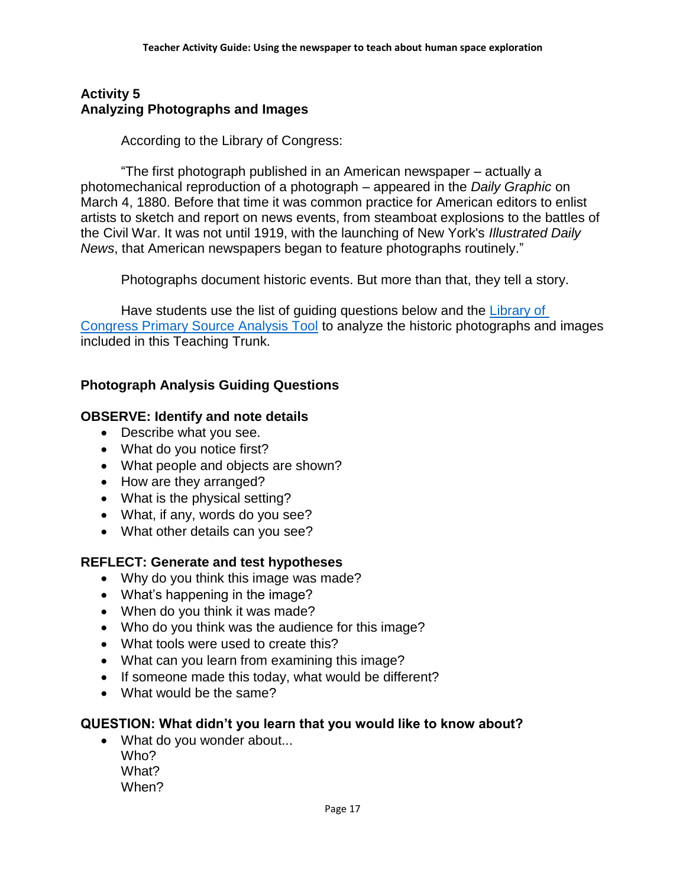## Activity 5
## Analyzing Photographs and Images

According to the Library of Congress:

"The first photograph published in an American newspaper – actually a photomechanical reproduction of a photograph – appeared in the *Daily Graphic* on March 4, 1880. Before that time it was common practice for American editors to enlist artists to sketch and report on news events, from steamboat explosions to the battles of the Civil War. It was not until 1919, with the launching of New York's *Illustrated Daily News*, that American newspapers began to feature photographs routinely."

Photographs document historic events. But more than that, they tell a story.

Have students use the list of guiding questions below and the Library of Congress Primary Source Analysis Tool to analyze the historic photographs and images included in this Teaching Trunk.

### Photograph Analysis Guiding Questions

#### OBSERVE: Identify and note details

- Describe what you see.
- What do you notice first?
- What people and objects are shown?
- How are they arranged?
- What is the physical setting?
- What, if any, words do you see?
- What other details can you see?

#### REFLECT: Generate and test hypotheses

- Why do you think this image was made?
- What's happening in the image?
- When do you think it was made?
- Who do you think was the audience for this image?
- What tools were used to create this?
- What can you learn from examining this image?
- If someone made this today, what would be different?
- What would be the same?

#### QUESTION: What didn't you learn that you would like to know about?

- What do you wonder about...
  Who?
  What?
  When?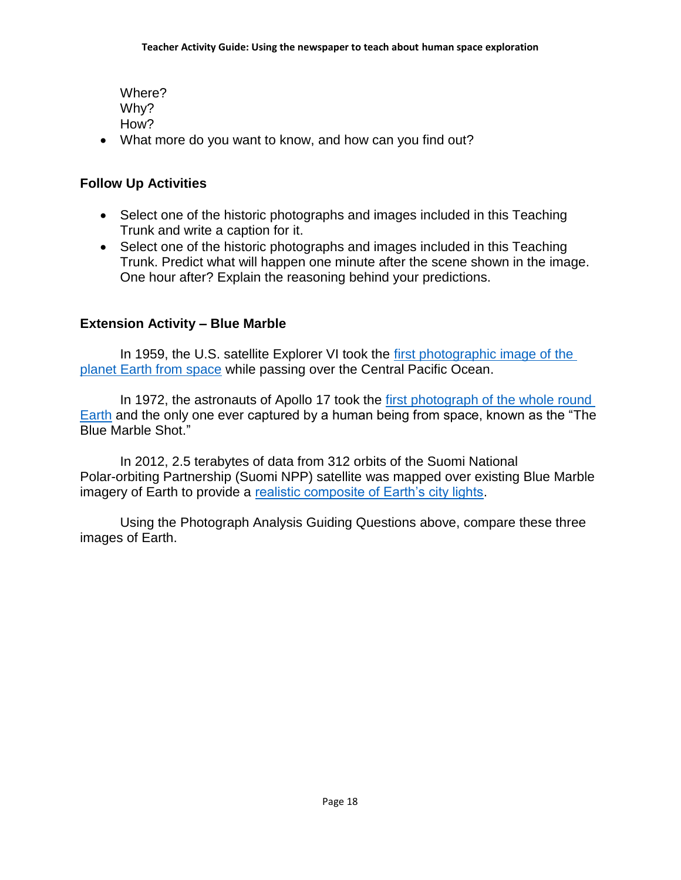Where?
Why?
How?

- What more do you want to know, and how can you find out?

## Follow Up Activities

- Select one of the historic photographs and images included in this Teaching Trunk and write a caption for it.
- Select one of the historic photographs and images included in this Teaching Trunk. Predict what will happen one minute after the scene shown in the image. One hour after? Explain the reasoning behind your predictions.

## Extension Activity – Blue Marble

In 1959, the U.S. satellite Explorer VI took the first photographic image of the planet Earth from space while passing over the Central Pacific Ocean.

In 1972, the astronauts of Apollo 17 took the first photograph of the whole round Earth and the only one ever captured by a human being from space, known as the "The Blue Marble Shot."

In 2012, 2.5 terabytes of data from 312 orbits of the Suomi National Polar-orbiting Partnership (Suomi NPP) satellite was mapped over existing Blue Marble imagery of Earth to provide a realistic composite of Earth's city lights.

Using the Photograph Analysis Guiding Questions above, compare these three images of Earth.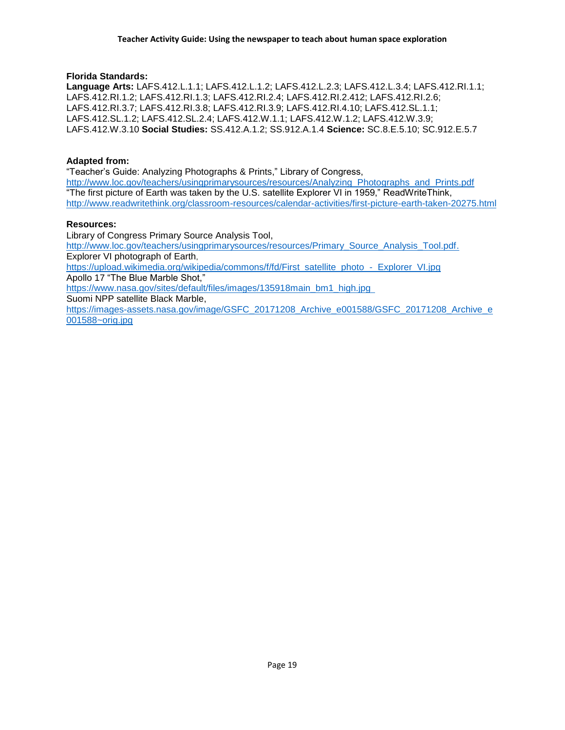**Florida Standards:**
**Language Arts:** LAFS.412.L.1.1; LAFS.412.L.1.2; LAFS.412.L.2.3; LAFS.412.L.3.4; LAFS.412.RI.1.1; LAFS.412.RI.1.2; LAFS.412.RI.1.3; LAFS.412.RI.2.4; LAFS.412.RI.2.412; LAFS.412.RI.2.6; LAFS.412.RI.3.7; LAFS.412.RI.3.8; LAFS.412.RI.3.9; LAFS.412.RI.4.10; LAFS.412.SL.1.1; LAFS.412.SL.1.2; LAFS.412.SL.2.4; LAFS.412.W.1.1; LAFS.412.W.1.2; LAFS.412.W.3.9; LAFS.412.W.3.10 **Social Studies:** SS.412.A.1.2; SS.912.A.1.4 **Science:** SC.8.E.5.10; SC.912.E.5.7

**Adapted from:**
"Teacher's Guide: Analyzing Photographs & Prints," Library of Congress,
http://www.loc.gov/teachers/usingprimarysources/resources/Analyzing_Photographs_and_Prints.pdf
"The first picture of Earth was taken by the U.S. satellite Explorer VI in 1959," ReadWriteThink,
http://www.readwritethink.org/classroom-resources/calendar-activities/first-picture-earth-taken-20275.html

**Resources:**
Library of Congress Primary Source Analysis Tool,
http://www.loc.gov/teachers/usingprimarysources/resources/Primary_Source_Analysis_Tool.pdf.
Explorer VI photograph of Earth,
https://upload.wikimedia.org/wikipedia/commons/f/fd/First_satellite_photo_-_Explorer_VI.jpg
Apollo 17 "The Blue Marble Shot,"
https://www.nasa.gov/sites/default/files/images/135918main_bm1_high.jpg
Suomi NPP satellite Black Marble,
https://images-assets.nasa.gov/image/GSFC_20171208_Archive_e001588/GSFC_20171208_Archive_e001588~orig.jpg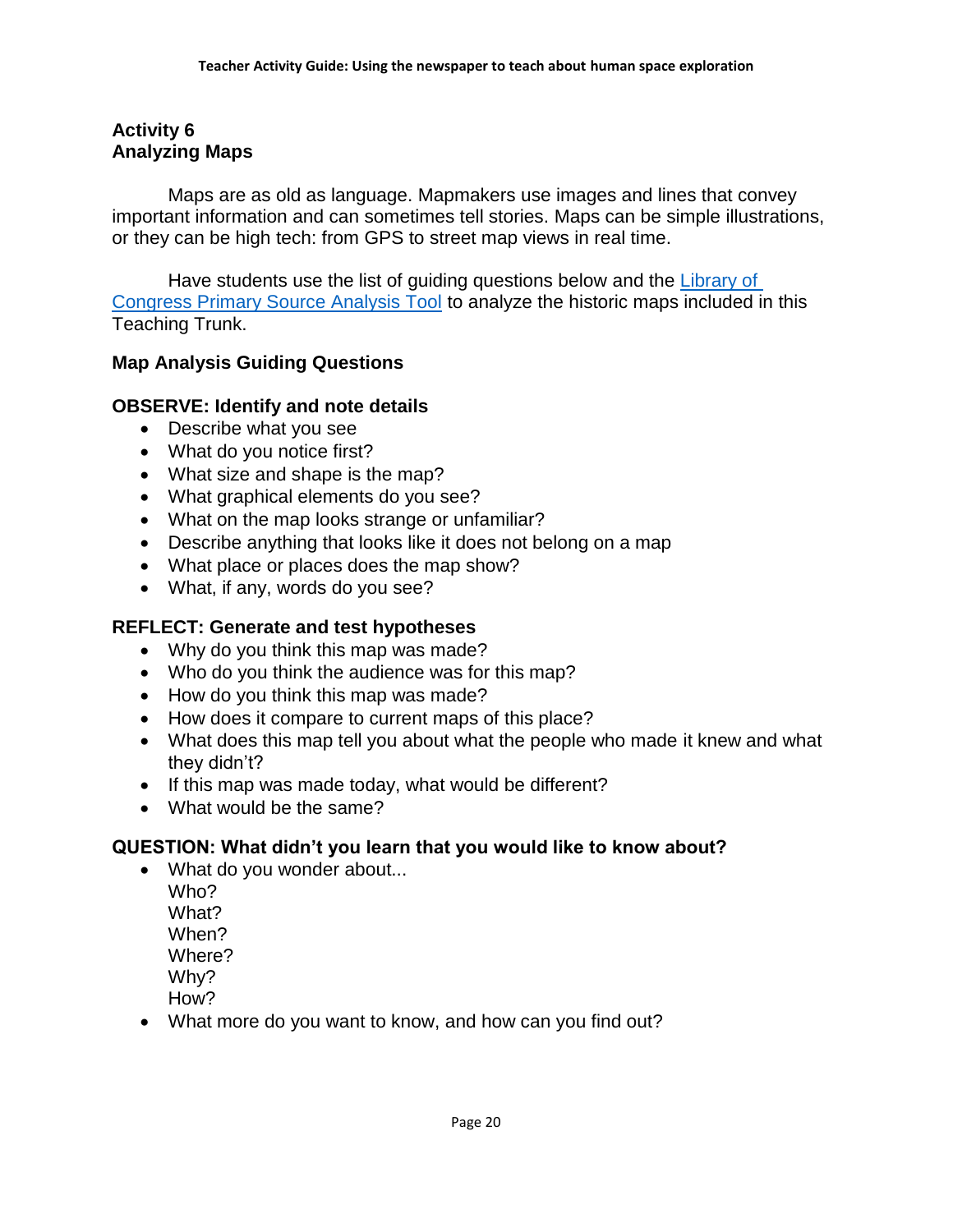## Activity 6
## Analyzing Maps

Maps are as old as language. Mapmakers use images and lines that convey important information and can sometimes tell stories. Maps can be simple illustrations, or they can be high tech: from GPS to street map views in real time.

Have students use the list of guiding questions below and the [Library of Congress Primary Source Analysis Tool]() to analyze the historic maps included in this Teaching Trunk.

### Map Analysis Guiding Questions

**OBSERVE: Identify and note details**

- Describe what you see
- What do you notice first?
- What size and shape is the map?
- What graphical elements do you see?
- What on the map looks strange or unfamiliar?
- Describe anything that looks like it does not belong on a map
- What place or places does the map show?
- What, if any, words do you see?

**REFLECT: Generate and test hypotheses**

- Why do you think this map was made?
- Who do you think the audience was for this map?
- How do you think this map was made?
- How does it compare to current maps of this place?
- What does this map tell you about what the people who made it knew and what they didn't?
- If this map was made today, what would be different?
- What would be the same?

**QUESTION: What didn't you learn that you would like to know about?**

- What do you wonder about...
  Who?
  What?
  When?
  Where?
  Why?
  How?
- What more do you want to know, and how can you find out?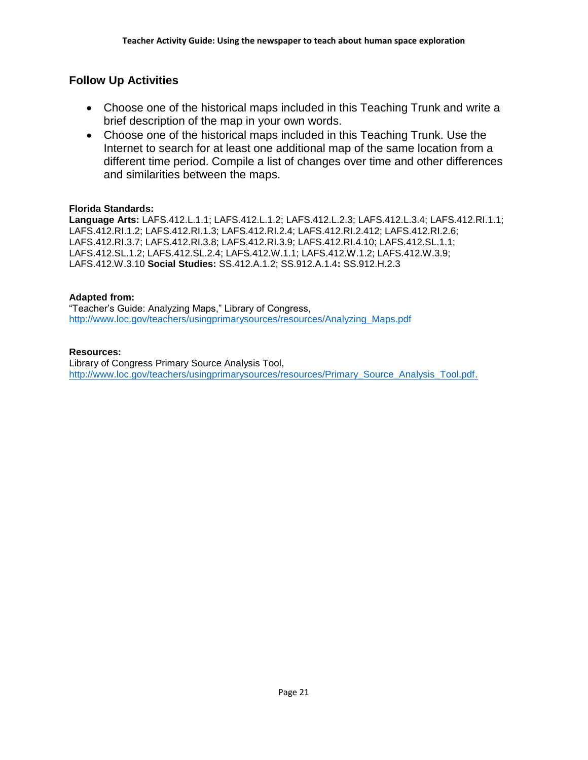## Follow Up Activities

- Choose one of the historical maps included in this Teaching Trunk and write a brief description of the map in your own words.
- Choose one of the historical maps included in this Teaching Trunk. Use the Internet to search for at least one additional map of the same location from a different time period. Compile a list of changes over time and other differences and similarities between the maps.

**Florida Standards:**
**Language Arts:** LAFS.412.L.1.1; LAFS.412.L.1.2; LAFS.412.L.2.3; LAFS.412.L.3.4; LAFS.412.RI.1.1; LAFS.412.RI.1.2; LAFS.412.RI.1.3; LAFS.412.RI.2.4; LAFS.412.RI.2.412; LAFS.412.RI.2.6; LAFS.412.RI.3.7; LAFS.412.RI.3.8; LAFS.412.RI.3.9; LAFS.412.RI.4.10; LAFS.412.SL.1.1; LAFS.412.SL.1.2; LAFS.412.SL.2.4; LAFS.412.W.1.1; LAFS.412.W.1.2; LAFS.412.W.3.9; LAFS.412.W.3.10 **Social Studies:** SS.412.A.1.2; SS.912.A.1.4**:** SS.912.H.2.3

**Adapted from:**
"Teacher's Guide: Analyzing Maps," Library of Congress,
http://www.loc.gov/teachers/usingprimarysources/resources/Analyzing_Maps.pdf

**Resources:**
Library of Congress Primary Source Analysis Tool,
http://www.loc.gov/teachers/usingprimarysources/resources/Primary_Source_Analysis_Tool.pdf.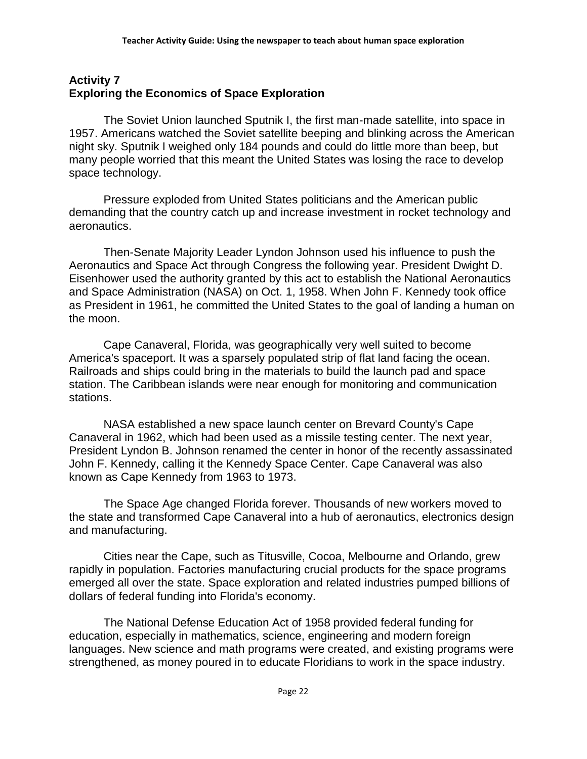## Activity 7
## Exploring the Economics of Space Exploration

The Soviet Union launched Sputnik I, the first man-made satellite, into space in 1957. Americans watched the Soviet satellite beeping and blinking across the American night sky. Sputnik I weighed only 184 pounds and could do little more than beep, but many people worried that this meant the United States was losing the race to develop space technology.

Pressure exploded from United States politicians and the American public demanding that the country catch up and increase investment in rocket technology and aeronautics.

Then-Senate Majority Leader Lyndon Johnson used his influence to push the Aeronautics and Space Act through Congress the following year. President Dwight D. Eisenhower used the authority granted by this act to establish the National Aeronautics and Space Administration (NASA) on Oct. 1, 1958. When John F. Kennedy took office as President in 1961, he committed the United States to the goal of landing a human on the moon.

Cape Canaveral, Florida, was geographically very well suited to become America's spaceport. It was a sparsely populated strip of flat land facing the ocean. Railroads and ships could bring in the materials to build the launch pad and space station. The Caribbean islands were near enough for monitoring and communication stations.

NASA established a new space launch center on Brevard County's Cape Canaveral in 1962, which had been used as a missile testing center. The next year, President Lyndon B. Johnson renamed the center in honor of the recently assassinated John F. Kennedy, calling it the Kennedy Space Center. Cape Canaveral was also known as Cape Kennedy from 1963 to 1973.

The Space Age changed Florida forever. Thousands of new workers moved to the state and transformed Cape Canaveral into a hub of aeronautics, electronics design and manufacturing.

Cities near the Cape, such as Titusville, Cocoa, Melbourne and Orlando, grew rapidly in population. Factories manufacturing crucial products for the space programs emerged all over the state. Space exploration and related industries pumped billions of dollars of federal funding into Florida's economy.

The National Defense Education Act of 1958 provided federal funding for education, especially in mathematics, science, engineering and modern foreign languages. New science and math programs were created, and existing programs were strengthened, as money poured in to educate Floridians to work in the space industry.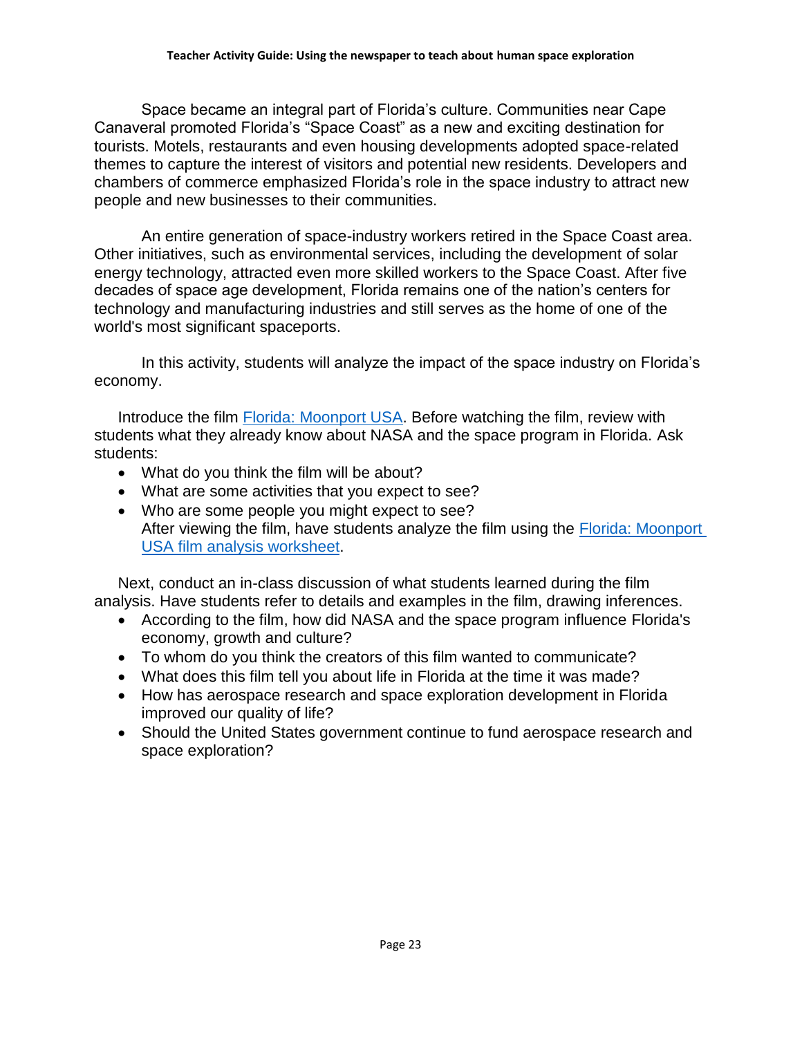Space became an integral part of Florida's culture. Communities near Cape Canaveral promoted Florida's "Space Coast" as a new and exciting destination for tourists. Motels, restaurants and even housing developments adopted space-related themes to capture the interest of visitors and potential new residents. Developers and chambers of commerce emphasized Florida's role in the space industry to attract new people and new businesses to their communities.

An entire generation of space-industry workers retired in the Space Coast area. Other initiatives, such as environmental services, including the development of solar energy technology, attracted even more skilled workers to the Space Coast. After five decades of space age development, Florida remains one of the nation's centers for technology and manufacturing industries and still serves as the home of one of the world's most significant spaceports.

In this activity, students will analyze the impact of the space industry on Florida's economy.

Introduce the film Florida: Moonport USA. Before watching the film, review with students what they already know about NASA and the space program in Florida. Ask students:

- What do you think the film will be about?
- What are some activities that you expect to see?
- Who are some people you might expect to see?
  After viewing the film, have students analyze the film using the Florida: Moonport USA film analysis worksheet.

Next, conduct an in-class discussion of what students learned during the film analysis. Have students refer to details and examples in the film, drawing inferences.

- According to the film, how did NASA and the space program influence Florida's economy, growth and culture?
- To whom do you think the creators of this film wanted to communicate?
- What does this film tell you about life in Florida at the time it was made?
- How has aerospace research and space exploration development in Florida improved our quality of life?
- Should the United States government continue to fund aerospace research and space exploration?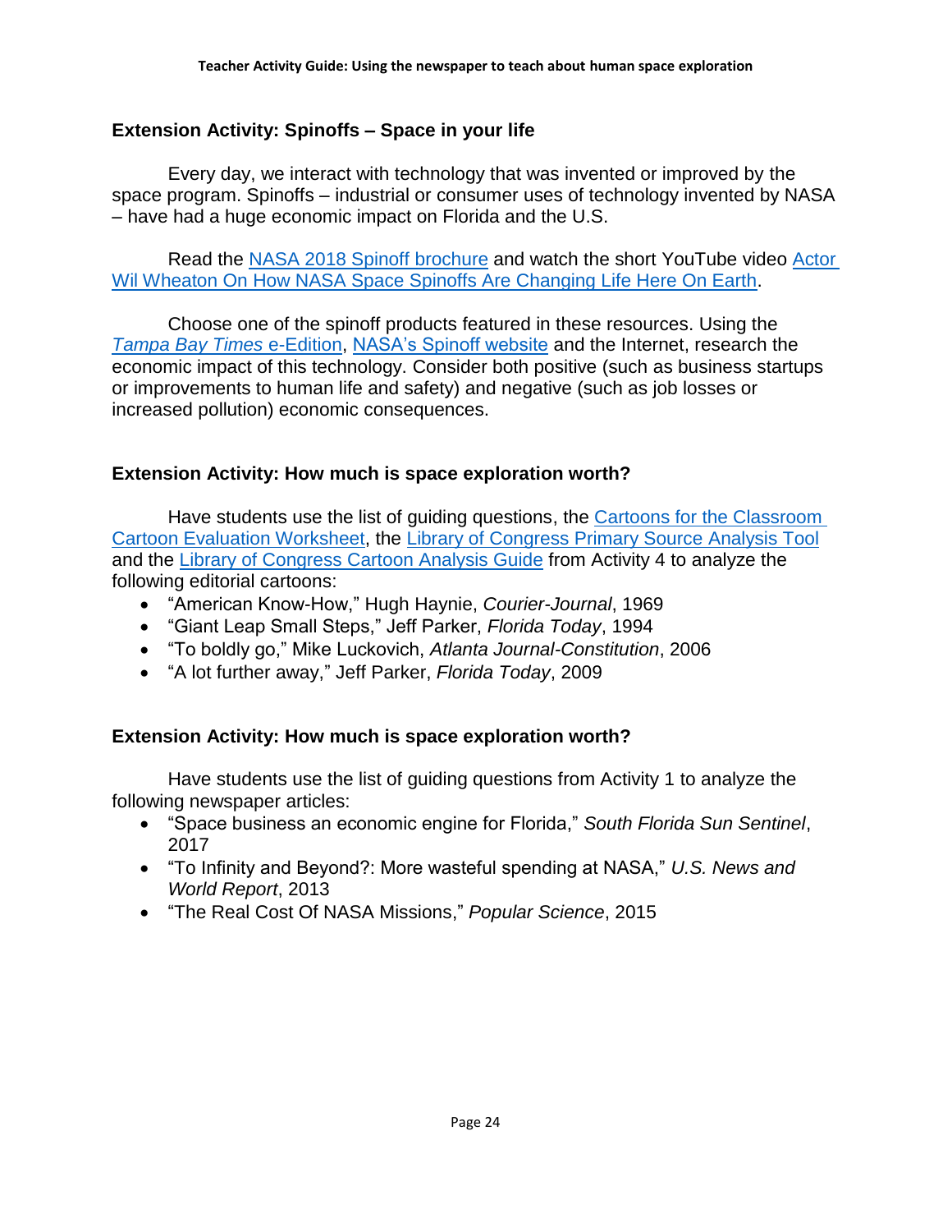### Extension Activity: Spinoffs – Space in your life

Every day, we interact with technology that was invented or improved by the space program. Spinoffs – industrial or consumer uses of technology invented by NASA – have had a huge economic impact on Florida and the U.S.

Read the NASA 2018 Spinoff brochure and watch the short YouTube video Actor Wil Wheaton On How NASA Space Spinoffs Are Changing Life Here On Earth.

Choose one of the spinoff products featured in these resources. Using the *Tampa Bay Times* e-Edition, NASA's Spinoff website and the Internet, research the economic impact of this technology. Consider both positive (such as business startups or improvements to human life and safety) and negative (such as job losses or increased pollution) economic consequences.

### Extension Activity: How much is space exploration worth?

Have students use the list of guiding questions, the Cartoons for the Classroom Cartoon Evaluation Worksheet, the Library of Congress Primary Source Analysis Tool and the Library of Congress Cartoon Analysis Guide from Activity 4 to analyze the following editorial cartoons:

- "American Know-How," Hugh Haynie, *Courier-Journal*, 1969
- "Giant Leap Small Steps," Jeff Parker, *Florida Today*, 1994
- "To boldly go," Mike Luckovich, *Atlanta Journal-Constitution*, 2006
- "A lot further away," Jeff Parker, *Florida Today*, 2009

### Extension Activity: How much is space exploration worth?

Have students use the list of guiding questions from Activity 1 to analyze the following newspaper articles:

- "Space business an economic engine for Florida," *South Florida Sun Sentinel*, 2017
- "To Infinity and Beyond?: More wasteful spending at NASA," *U.S. News and World Report*, 2013
- "The Real Cost Of NASA Missions," *Popular Science*, 2015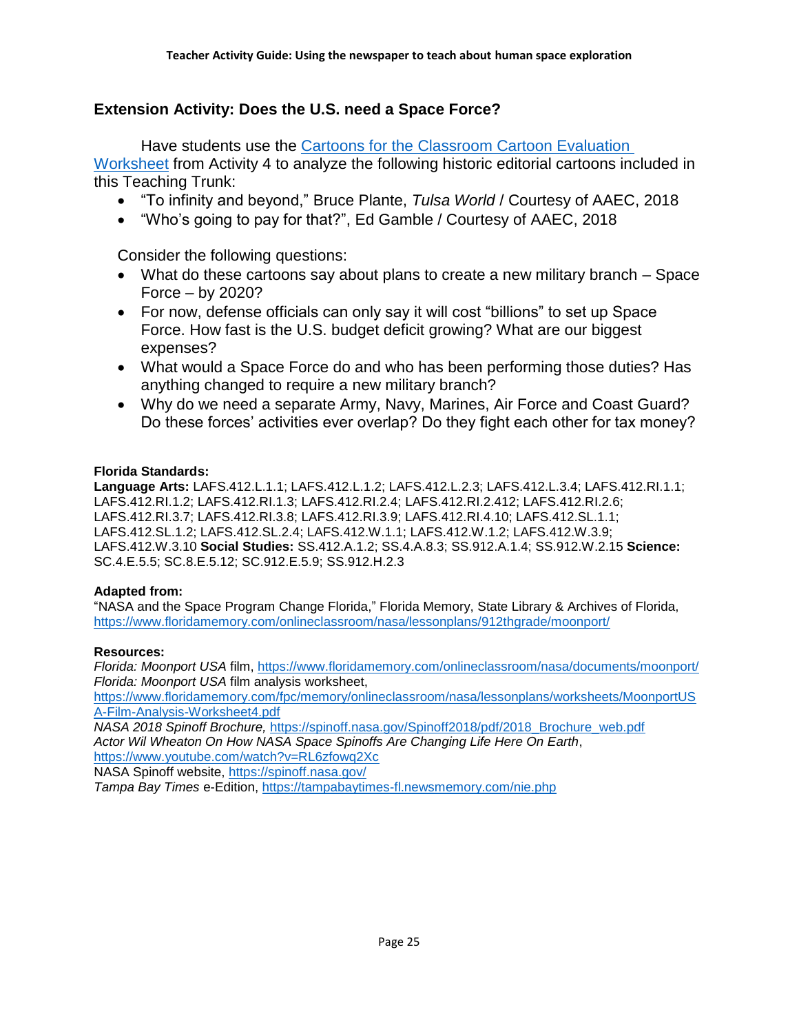## Extension Activity: Does the U.S. need a Space Force?

Have students use the [Cartoons for the Classroom Cartoon Evaluation Worksheet]() from Activity 4 to analyze the following historic editorial cartoons included in this Teaching Trunk:

- "To infinity and beyond," Bruce Plante, *Tulsa World* / Courtesy of AAEC, 2018
- "Who's going to pay for that?", Ed Gamble / Courtesy of AAEC, 2018

Consider the following questions:

- What do these cartoons say about plans to create a new military branch – Space Force – by 2020?
- For now, defense officials can only say it will cost "billions" to set up Space Force. How fast is the U.S. budget deficit growing? What are our biggest expenses?
- What would a Space Force do and who has been performing those duties? Has anything changed to require a new military branch?
- Why do we need a separate Army, Navy, Marines, Air Force and Coast Guard? Do these forces' activities ever overlap? Do they fight each other for tax money?

**Florida Standards:**
**Language Arts:** LAFS.412.L.1.1; LAFS.412.L.1.2; LAFS.412.L.2.3; LAFS.412.L.3.4; LAFS.412.RI.1.1; LAFS.412.RI.1.2; LAFS.412.RI.1.3; LAFS.412.RI.2.4; LAFS.412.RI.2.412; LAFS.412.RI.2.6; LAFS.412.RI.3.7; LAFS.412.RI.3.8; LAFS.412.RI.3.9; LAFS.412.RI.4.10; LAFS.412.SL.1.1; LAFS.412.SL.1.2; LAFS.412.SL.2.4; LAFS.412.W.1.1; LAFS.412.W.1.2; LAFS.412.W.3.9; LAFS.412.W.3.10 **Social Studies:** SS.412.A.1.2; SS.4.A.8.3; SS.912.A.1.4; SS.912.W.2.15 **Science:** SC.4.E.5.5; SC.8.E.5.12; SC.912.E.5.9; SS.912.H.2.3

**Adapted from:**
"NASA and the Space Program Change Florida," Florida Memory, State Library & Archives of Florida, https://www.floridamemory.com/onlineclassroom/nasa/lessonplans/912thgrade/moonport/

**Resources:**
*Florida: Moonport USA* film, https://www.floridamemory.com/onlineclassroom/nasa/documents/moonport/
*Florida: Moonport USA* film analysis worksheet, https://www.floridamemory.com/fpc/memory/onlineclassroom/nasa/lessonplans/worksheets/MoonportUSA-Film-Analysis-Worksheet4.pdf
*NASA 2018 Spinoff Brochure,* https://spinoff.nasa.gov/Spinoff2018/pdf/2018_Brochure_web.pdf
*Actor Wil Wheaton On How NASA Space Spinoffs Are Changing Life Here On Earth*, https://www.youtube.com/watch?v=RL6zfowq2Xc
NASA Spinoff website, https://spinoff.nasa.gov/
*Tampa Bay Times* e-Edition, https://tampabaytimes-fl.newsmemory.com/nie.php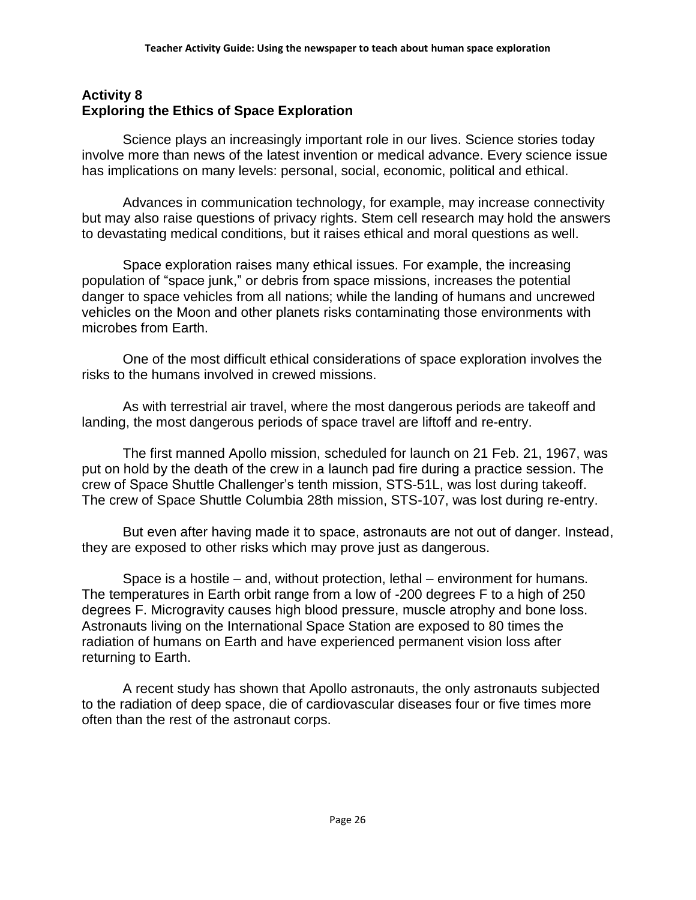## Activity 8
## Exploring the Ethics of Space Exploration

Science plays an increasingly important role in our lives. Science stories today involve more than news of the latest invention or medical advance. Every science issue has implications on many levels: personal, social, economic, political and ethical.

Advances in communication technology, for example, may increase connectivity but may also raise questions of privacy rights. Stem cell research may hold the answers to devastating medical conditions, but it raises ethical and moral questions as well.

Space exploration raises many ethical issues. For example, the increasing population of "space junk," or debris from space missions, increases the potential danger to space vehicles from all nations; while the landing of humans and uncrewed vehicles on the Moon and other planets risks contaminating those environments with microbes from Earth.

One of the most difficult ethical considerations of space exploration involves the risks to the humans involved in crewed missions.

As with terrestrial air travel, where the most dangerous periods are takeoff and landing, the most dangerous periods of space travel are liftoff and re-entry.

The first manned Apollo mission, scheduled for launch on 21 Feb. 21, 1967, was put on hold by the death of the crew in a launch pad fire during a practice session. The crew of Space Shuttle Challenger's tenth mission, STS-51L, was lost during takeoff. The crew of Space Shuttle Columbia 28th mission, STS-107, was lost during re-entry.

But even after having made it to space, astronauts are not out of danger. Instead, they are exposed to other risks which may prove just as dangerous.

Space is a hostile – and, without protection, lethal – environment for humans. The temperatures in Earth orbit range from a low of -200 degrees F to a high of 250 degrees F. Microgravity causes high blood pressure, muscle atrophy and bone loss. Astronauts living on the International Space Station are exposed to 80 times the radiation of humans on Earth and have experienced permanent vision loss after returning to Earth.

A recent study has shown that Apollo astronauts, the only astronauts subjected to the radiation of deep space, die of cardiovascular diseases four or five times more often than the rest of the astronaut corps.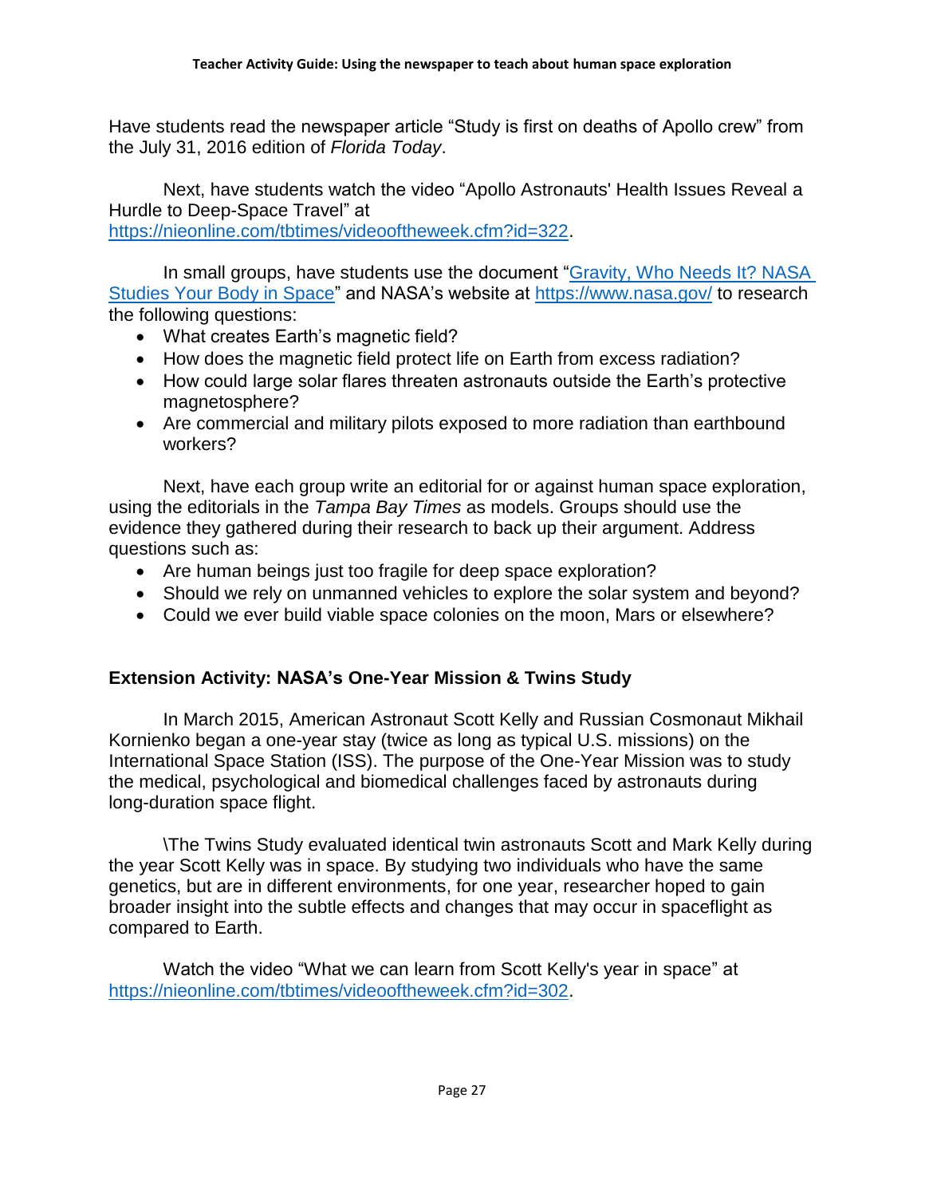Have students read the newspaper article "Study is first on deaths of Apollo crew" from the July 31, 2016 edition of *Florida Today*.

Next, have students watch the video "Apollo Astronauts' Health Issues Reveal a Hurdle to Deep-Space Travel" at https://nieonline.com/tbtimes/videoftheweek.cfm?id=322.

In small groups, have students use the document "Gravity, Who Needs It? NASA Studies Your Body in Space" and NASA's website at https://www.nasa.gov/ to research the following questions:

- What creates Earth's magnetic field?
- How does the magnetic field protect life on Earth from excess radiation?
- How could large solar flares threaten astronauts outside the Earth's protective magnetosphere?
- Are commercial and military pilots exposed to more radiation than earthbound workers?

Next, have each group write an editorial for or against human space exploration, using the editorials in the *Tampa Bay Times* as models. Groups should use the evidence they gathered during their research to back up their argument. Address questions such as:

- Are human beings just too fragile for deep space exploration?
- Should we rely on unmanned vehicles to explore the solar system and beyond?
- Could we ever build viable space colonies on the moon, Mars or elsewhere?

### Extension Activity: NASA's One-Year Mission & Twins Study

In March 2015, American Astronaut Scott Kelly and Russian Cosmonaut Mikhail Kornienko began a one-year stay (twice as long as typical U.S. missions) on the International Space Station (ISS). The purpose of the One-Year Mission was to study the medical, psychological and biomedical challenges faced by astronauts during long-duration space flight.

\The Twins Study evaluated identical twin astronauts Scott and Mark Kelly during the year Scott Kelly was in space. By studying two individuals who have the same genetics, but are in different environments, for one year, researcher hoped to gain broader insight into the subtle effects and changes that may occur in spaceflight as compared to Earth.

Watch the video "What we can learn from Scott Kelly's year in space" at https://nieonline.com/tbtimes/videoftheweek.cfm?id=302.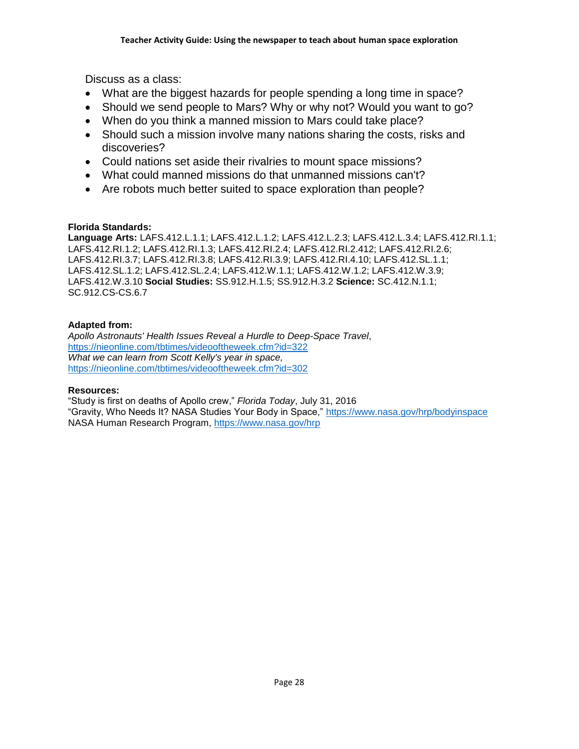Discuss as a class:

- What are the biggest hazards for people spending a long time in space?
- Should we send people to Mars? Why or why not? Would you want to go?
- When do you think a manned mission to Mars could take place?
- Should such a mission involve many nations sharing the costs, risks and discoveries?
- Could nations set aside their rivalries to mount space missions?
- What could manned missions do that unmanned missions can't?
- Are robots much better suited to space exploration than people?

**Florida Standards:**
**Language Arts:** LAFS.412.L.1.1; LAFS.412.L.1.2; LAFS.412.L.2.3; LAFS.412.L.3.4; LAFS.412.RI.1.1; LAFS.412.RI.1.2; LAFS.412.RI.1.3; LAFS.412.RI.2.4; LAFS.412.RI.2.412; LAFS.412.RI.2.6; LAFS.412.RI.3.7; LAFS.412.RI.3.8; LAFS.412.RI.3.9; LAFS.412.RI.4.10; LAFS.412.SL.1.1; LAFS.412.SL.1.2; LAFS.412.SL.2.4; LAFS.412.W.1.1; LAFS.412.W.1.2; LAFS.412.W.3.9; LAFS.412.W.3.10 **Social Studies:** SS.912.H.1.5; SS.912.H.3.2 **Science:** SC.412.N.1.1; SC.912.CS-CS.6.7

**Adapted from:**
*Apollo Astronauts' Health Issues Reveal a Hurdle to Deep-Space Travel*, https://nieonline.com/tbtimes/videooftheweek.cfm?id=322
*What we can learn from Scott Kelly's year in space,* https://nieonline.com/tbtimes/videooftheweek.cfm?id=302

**Resources:**
"Study is first on deaths of Apollo crew," *Florida Today*, July 31, 2016
"Gravity, Who Needs It? NASA Studies Your Body in Space," https://www.nasa.gov/hrp/bodyinspace
NASA Human Research Program, https://www.nasa.gov/hrp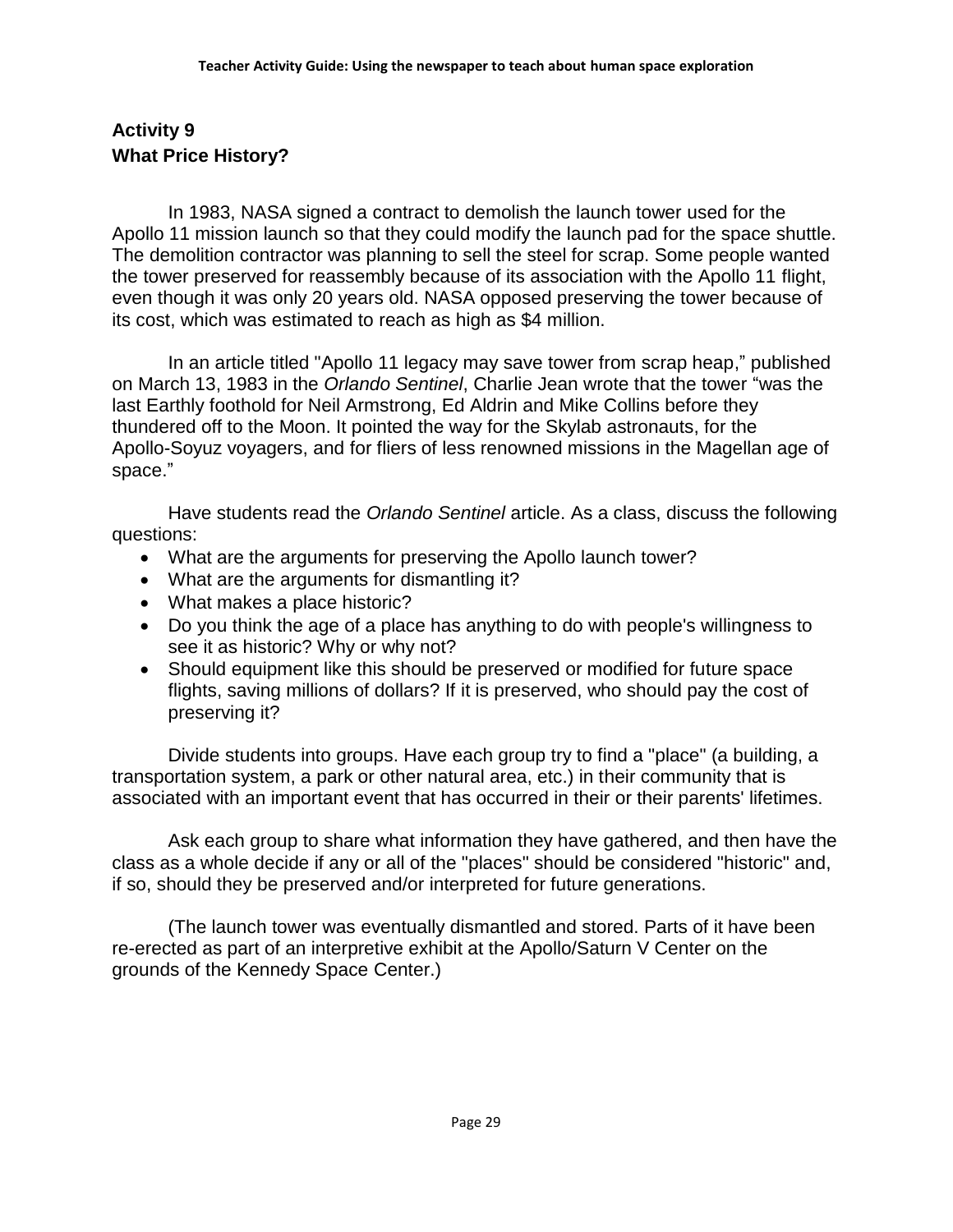## Activity 9
## What Price History?

In 1983, NASA signed a contract to demolish the launch tower used for the Apollo 11 mission launch so that they could modify the launch pad for the space shuttle. The demolition contractor was planning to sell the steel for scrap. Some people wanted the tower preserved for reassembly because of its association with the Apollo 11 flight, even though it was only 20 years old. NASA opposed preserving the tower because of its cost, which was estimated to reach as high as $4 million.

In an article titled "Apollo 11 legacy may save tower from scrap heap," published on March 13, 1983 in the *Orlando Sentinel*, Charlie Jean wrote that the tower "was the last Earthly foothold for Neil Armstrong, Ed Aldrin and Mike Collins before they thundered off to the Moon. It pointed the way for the Skylab astronauts, for the Apollo-Soyuz voyagers, and for fliers of less renowned missions in the Magellan age of space."

Have students read the *Orlando Sentinel* article. As a class, discuss the following questions:

- What are the arguments for preserving the Apollo launch tower?
- What are the arguments for dismantling it?
- What makes a place historic?
- Do you think the age of a place has anything to do with people's willingness to see it as historic? Why or why not?
- Should equipment like this should be preserved or modified for future space flights, saving millions of dollars? If it is preserved, who should pay the cost of preserving it?

Divide students into groups. Have each group try to find a "place" (a building, a transportation system, a park or other natural area, etc.) in their community that is associated with an important event that has occurred in their or their parents' lifetimes.

Ask each group to share what information they have gathered, and then have the class as a whole decide if any or all of the "places" should be considered "historic" and, if so, should they be preserved and/or interpreted for future generations.

(The launch tower was eventually dismantled and stored. Parts of it have been re-erected as part of an interpretive exhibit at the Apollo/Saturn V Center on the grounds of the Kennedy Space Center.)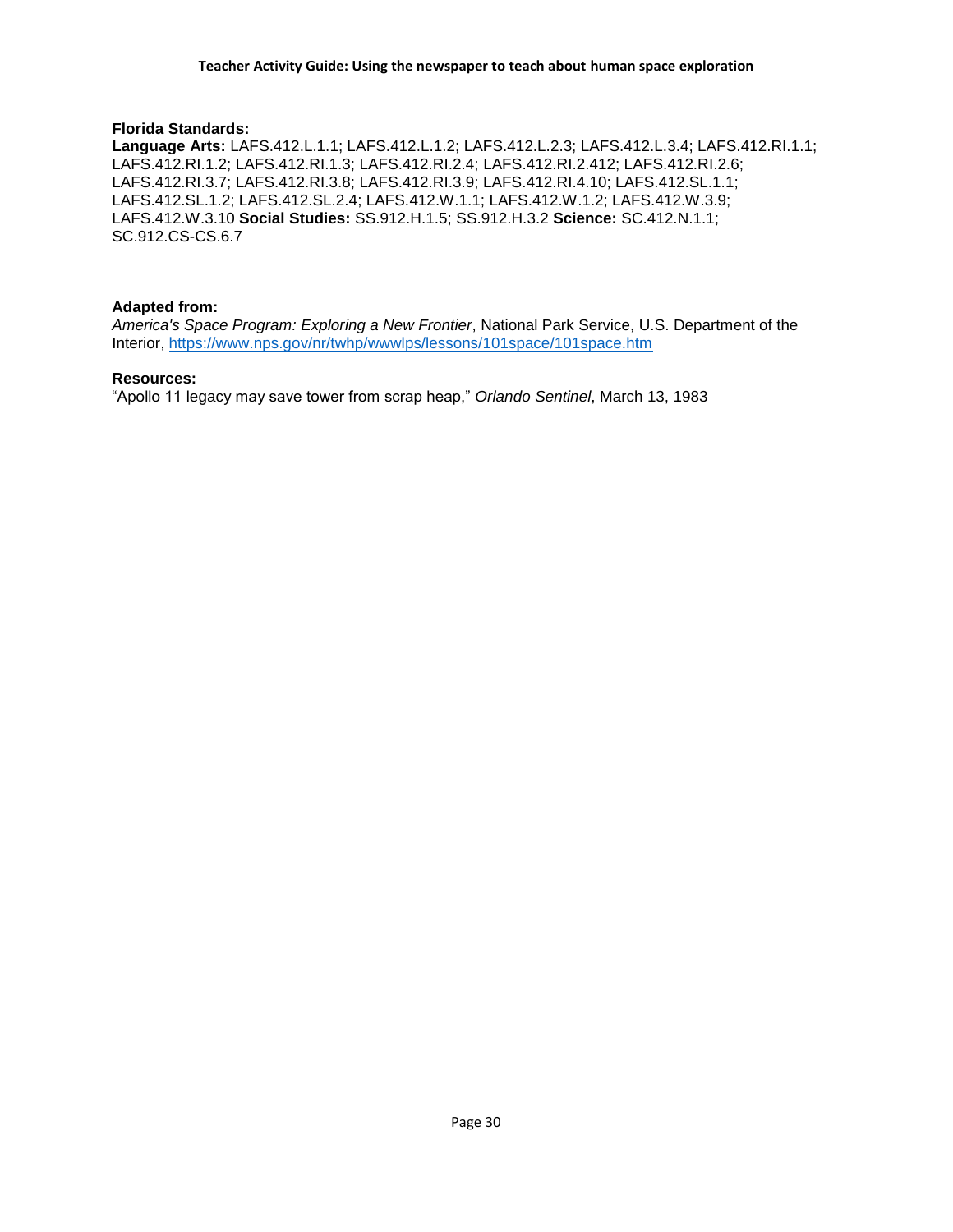**Florida Standards:**
**Language Arts:** LAFS.412.L.1.1; LAFS.412.L.1.2; LAFS.412.L.2.3; LAFS.412.L.3.4; LAFS.412.RI.1.1; LAFS.412.RI.1.2; LAFS.412.RI.1.3; LAFS.412.RI.2.4; LAFS.412.RI.2.412; LAFS.412.RI.2.6; LAFS.412.RI.3.7; LAFS.412.RI.3.8; LAFS.412.RI.3.9; LAFS.412.RI.4.10; LAFS.412.SL.1.1; LAFS.412.SL.1.2; LAFS.412.SL.2.4; LAFS.412.W.1.1; LAFS.412.W.1.2; LAFS.412.W.3.9; LAFS.412.W.3.10 **Social Studies:** SS.912.H.1.5; SS.912.H.3.2 **Science:** SC.412.N.1.1; SC.912.CS-CS.6.7

**Adapted from:**
*America's Space Program: Exploring a New Frontier*, National Park Service, U.S. Department of the Interior, https://www.nps.gov/nr/twhp/wwwlps/lessons/101space/101space.htm

**Resources:**
"Apollo 11 legacy may save tower from scrap heap," *Orlando Sentinel*, March 13, 1983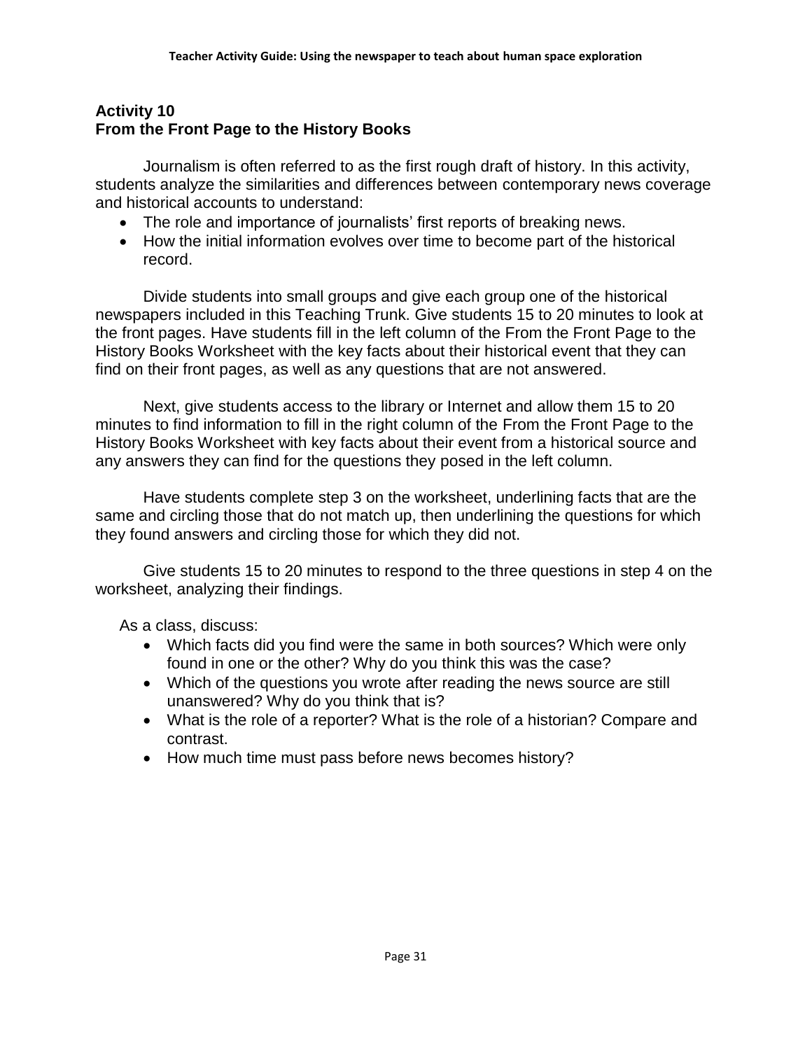### Activity 10
### From the Front Page to the History Books

Journalism is often referred to as the first rough draft of history. In this activity, students analyze the similarities and differences between contemporary news coverage and historical accounts to understand:

- The role and importance of journalists' first reports of breaking news.
- How the initial information evolves over time to become part of the historical record.

Divide students into small groups and give each group one of the historical newspapers included in this Teaching Trunk. Give students 15 to 20 minutes to look at the front pages. Have students fill in the left column of the From the Front Page to the History Books Worksheet with the key facts about their historical event that they can find on their front pages, as well as any questions that are not answered.

Next, give students access to the library or Internet and allow them 15 to 20 minutes to find information to fill in the right column of the From the Front Page to the History Books Worksheet with key facts about their event from a historical source and any answers they can find for the questions they posed in the left column.

Have students complete step 3 on the worksheet, underlining facts that are the same and circling those that do not match up, then underlining the questions for which they found answers and circling those for which they did not.

Give students 15 to 20 minutes to respond to the three questions in step 4 on the worksheet, analyzing their findings.

As a class, discuss:

- Which facts did you find were the same in both sources? Which were only found in one or the other? Why do you think this was the case?
- Which of the questions you wrote after reading the news source are still unanswered? Why do you think that is?
- What is the role of a reporter? What is the role of a historian? Compare and contrast.
- How much time must pass before news becomes history?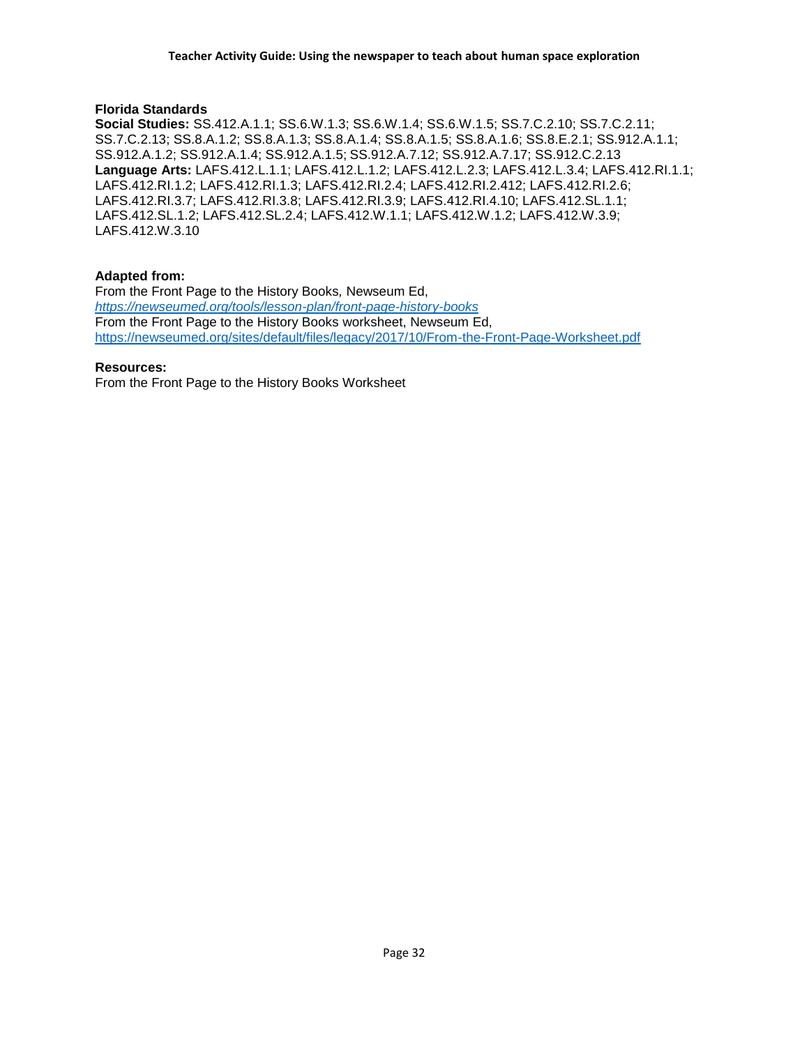**Florida Standards**

**Social Studies:** SS.412.A.1.1; SS.6.W.1.3; SS.6.W.1.4; SS.6.W.1.5; SS.7.C.2.10; SS.7.C.2.11; SS.7.C.2.13; SS.8.A.1.2; SS.8.A.1.3; SS.8.A.1.4; SS.8.A.1.5; SS.8.A.1.6; SS.8.E.2.1; SS.912.A.1.1; SS.912.A.1.2; SS.912.A.1.4; SS.912.A.1.5; SS.912.A.7.12; SS.912.A.7.17; SS.912.C.2.13

**Language Arts:** LAFS.412.L.1.1; LAFS.412.L.1.2; LAFS.412.L.2.3; LAFS.412.L.3.4; LAFS.412.RI.1.1; LAFS.412.RI.1.2; LAFS.412.RI.1.3; LAFS.412.RI.2.4; LAFS.412.RI.2.412; LAFS.412.RI.2.6; LAFS.412.RI.3.7; LAFS.412.RI.3.8; LAFS.412.RI.3.9; LAFS.412.RI.4.10; LAFS.412.SL.1.1; LAFS.412.SL.1.2; LAFS.412.SL.2.4; LAFS.412.W.1.1; LAFS.412.W.1.2; LAFS.412.W.3.9; LAFS.412.W.3.10

**Adapted from:**

From the Front Page to the History Books, Newseum Ed,
*https://newseumed.org/tools/lesson-plan/front-page-history-books*
From the Front Page to the History Books worksheet, Newseum Ed,
https://newseumed.org/sites/default/files/legacy/2017/10/From-the-Front-Page-Worksheet.pdf

**Resources:**

From the Front Page to the History Books Worksheet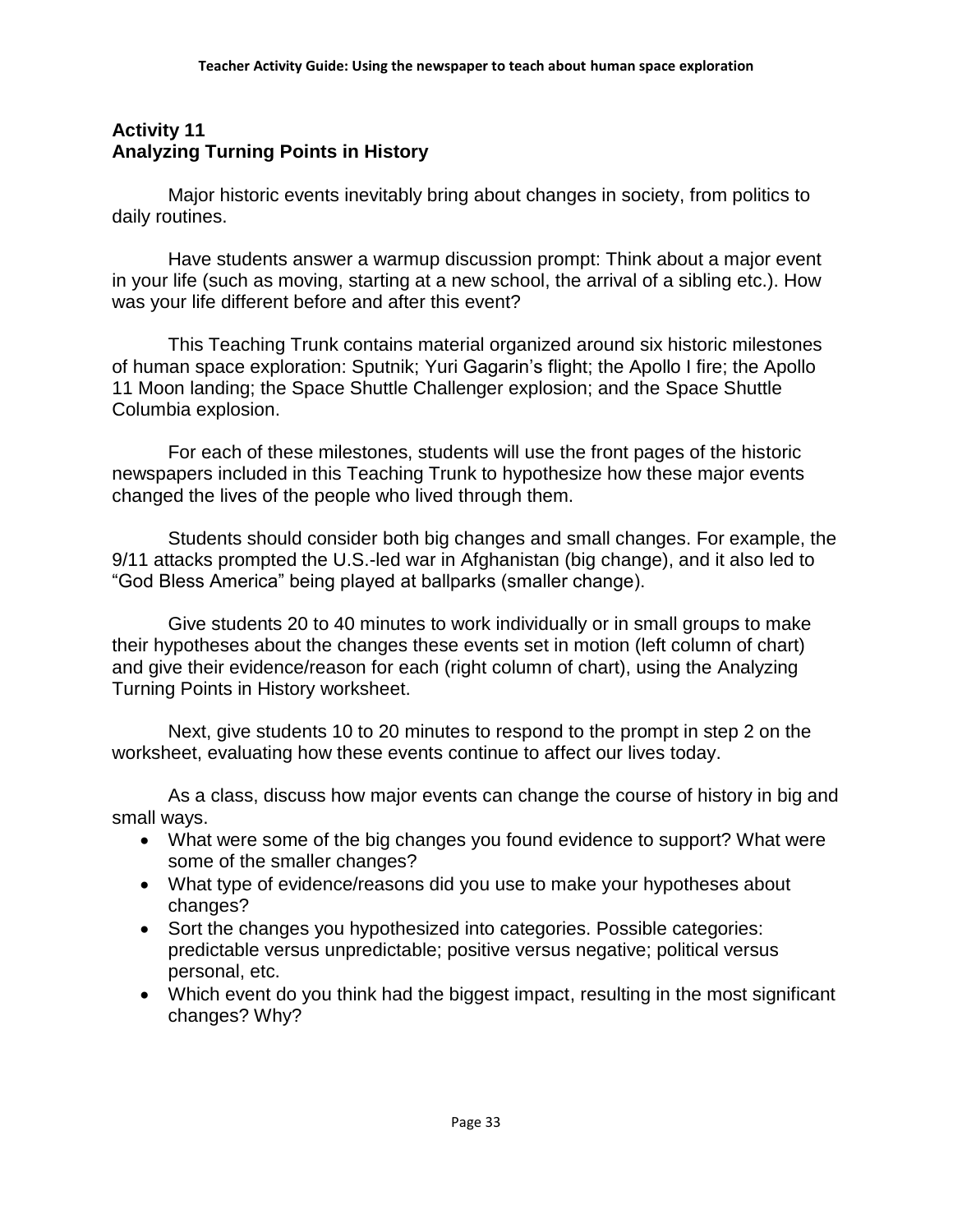## Activity 11
## Analyzing Turning Points in History

Major historic events inevitably bring about changes in society, from politics to daily routines.

Have students answer a warmup discussion prompt: Think about a major event in your life (such as moving, starting at a new school, the arrival of a sibling etc.). How was your life different before and after this event?

This Teaching Trunk contains material organized around six historic milestones of human space exploration: Sputnik; Yuri Gagarin's flight; the Apollo I fire; the Apollo 11 Moon landing; the Space Shuttle Challenger explosion; and the Space Shuttle Columbia explosion.

For each of these milestones, students will use the front pages of the historic newspapers included in this Teaching Trunk to hypothesize how these major events changed the lives of the people who lived through them.

Students should consider both big changes and small changes. For example, the 9/11 attacks prompted the U.S.-led war in Afghanistan (big change), and it also led to "God Bless America" being played at ballparks (smaller change).

Give students 20 to 40 minutes to work individually or in small groups to make their hypotheses about the changes these events set in motion (left column of chart) and give their evidence/reason for each (right column of chart), using the Analyzing Turning Points in History worksheet.

Next, give students 10 to 20 minutes to respond to the prompt in step 2 on the worksheet, evaluating how these events continue to affect our lives today.

As a class, discuss how major events can change the course of history in big and small ways.

- What were some of the big changes you found evidence to support? What were some of the smaller changes?
- What type of evidence/reasons did you use to make your hypotheses about changes?
- Sort the changes you hypothesized into categories. Possible categories: predictable versus unpredictable; positive versus negative; political versus personal, etc.
- Which event do you think had the biggest impact, resulting in the most significant changes? Why?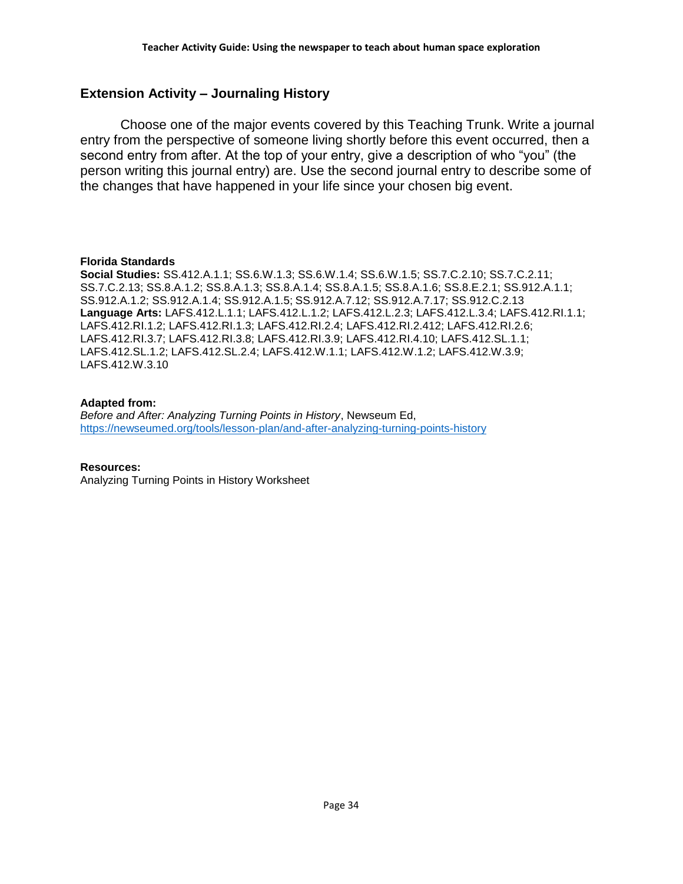## Extension Activity – Journaling History

Choose one of the major events covered by this Teaching Trunk. Write a journal entry from the perspective of someone living shortly before this event occurred, then a second entry from after. At the top of your entry, give a description of who "you" (the person writing this journal entry) are. Use the second journal entry to describe some of the changes that have happened in your life since your chosen big event.

**Florida Standards**
**Social Studies:** SS.412.A.1.1; SS.6.W.1.3; SS.6.W.1.4; SS.6.W.1.5; SS.7.C.2.10; SS.7.C.2.11; SS.7.C.2.13; SS.8.A.1.2; SS.8.A.1.3; SS.8.A.1.4; SS.8.A.1.5; SS.8.A.1.6; SS.8.E.2.1; SS.912.A.1.1; SS.912.A.1.2; SS.912.A.1.4; SS.912.A.1.5; SS.912.A.7.12; SS.912.A.7.17; SS.912.C.2.13
**Language Arts:** LAFS.412.L.1.1; LAFS.412.L.1.2; LAFS.412.L.2.3; LAFS.412.L.3.4; LAFS.412.RI.1.1; LAFS.412.RI.1.2; LAFS.412.RI.1.3; LAFS.412.RI.2.4; LAFS.412.RI.2.412; LAFS.412.RI.2.6; LAFS.412.RI.3.7; LAFS.412.RI.3.8; LAFS.412.RI.3.9; LAFS.412.RI.4.10; LAFS.412.SL.1.1; LAFS.412.SL.1.2; LAFS.412.SL.2.4; LAFS.412.W.1.1; LAFS.412.W.1.2; LAFS.412.W.3.9; LAFS.412.W.3.10

**Adapted from:**
*Before and After: Analyzing Turning Points in History*, Newseum Ed,
https://newseumed.org/tools/lesson-plan/and-after-analyzing-turning-points-history

**Resources:**
Analyzing Turning Points in History Worksheet